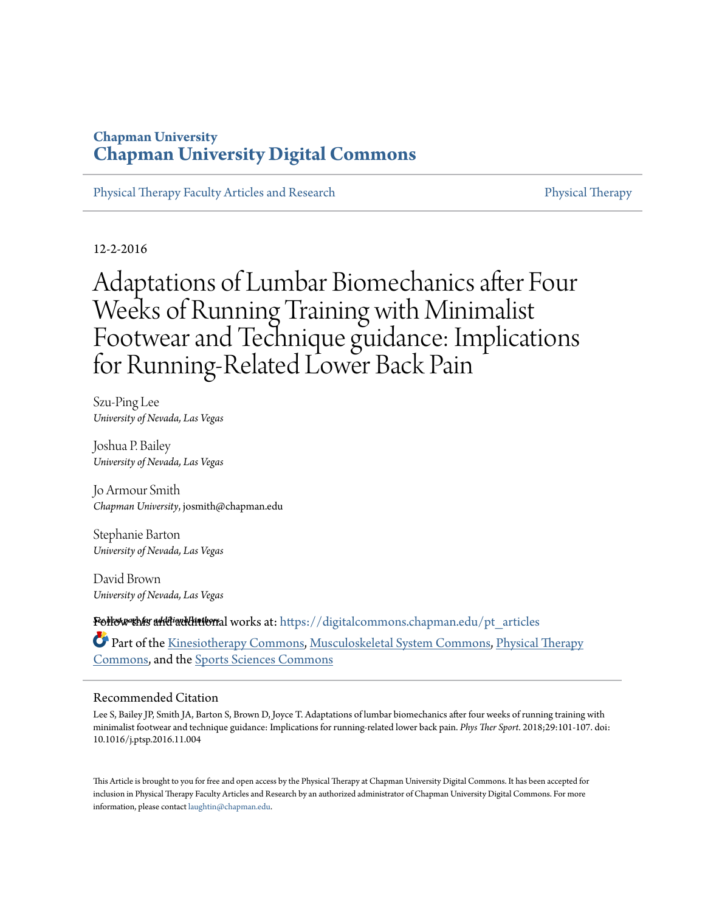Chapman University

# Chapman University Digital Commons

Physical Therapy Faculty Articles and Research | Physical Therapy

12-2-2016

# Adaptations of Lumbar Biomechanics after Four Weeks of Running Training with Minimalist Footwear and Technique guidance: Implications for Running-Related Lower Back Pain

Szu-Ping Lee
*University of Nevada, Las Vegas*

Joshua P. Bailey
*University of Nevada, Las Vegas*

Jo Armour Smith
*Chapman University*, josmith@chapman.edu

Stephanie Barton
*University of Nevada, Las Vegas*

David Brown
*University of Nevada, Las Vegas*

See next page for additional authors

Follow this and additional works at: https://digitalcommons.chapman.edu/pt_articles

Part of the Kinesiotherapy Commons, Musculoskeletal System Commons, Physical Therapy Commons, and the Sports Sciences Commons

## Recommended Citation

Lee S, Bailey JP, Smith JA, Barton S, Brown D, Joyce T. Adaptations of lumbar biomechanics after four weeks of running training with minimalist footwear and technique guidance: Implications for running-related lower back pain. *Phys Ther Sport*. 2018;29:101-107. doi: 10.1016/j.ptsp.2016.11.004

This Article is brought to you for free and open access by the Physical Therapy at Chapman University Digital Commons. It has been accepted for inclusion in Physical Therapy Faculty Articles and Research by an authorized administrator of Chapman University Digital Commons. For more information, please contact laughtin@chapman.edu.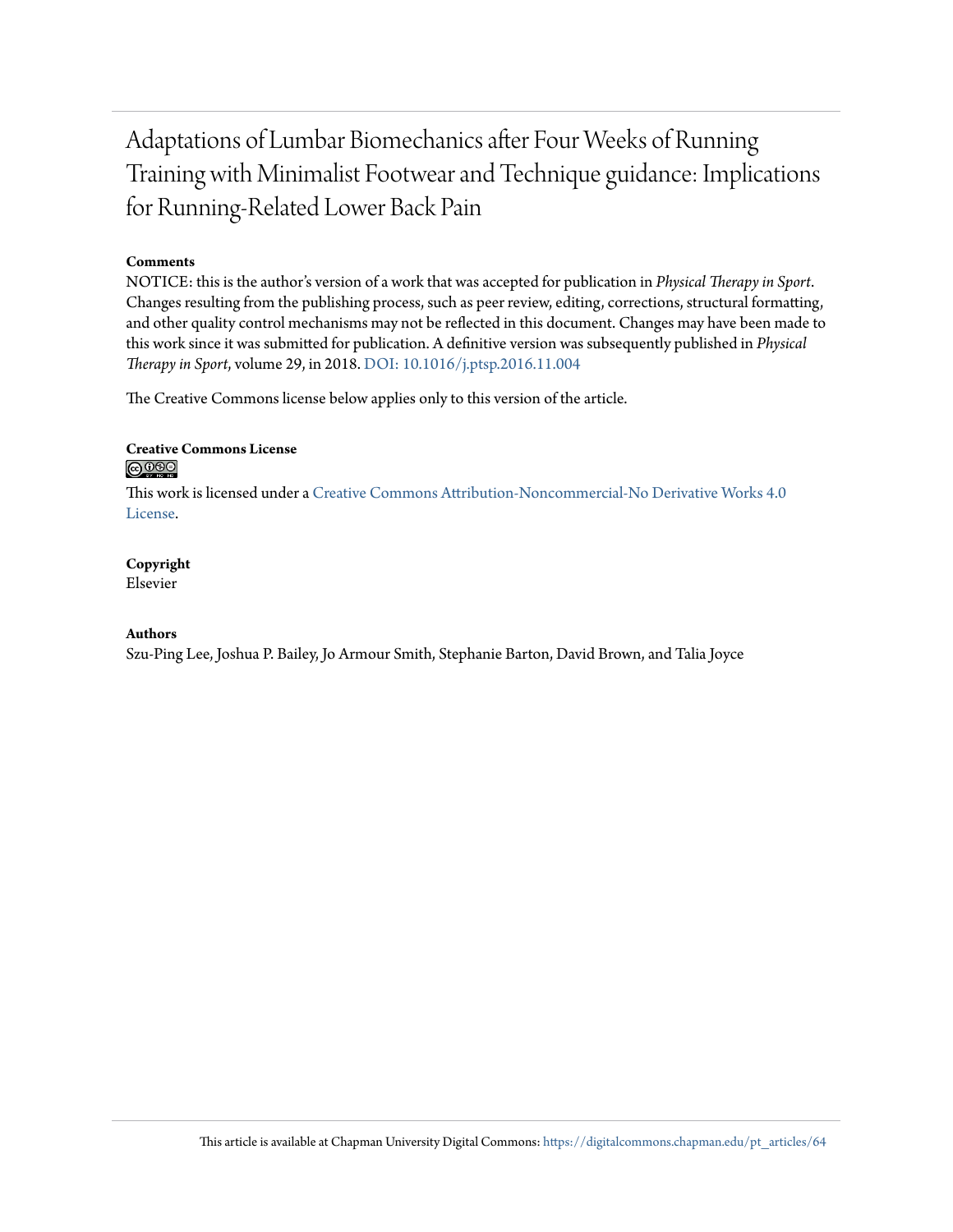# Adaptations of Lumbar Biomechanics after Four Weeks of Running Training with Minimalist Footwear and Technique guidance: Implications for Running-Related Lower Back Pain

**Comments**

NOTICE: this is the author's version of a work that was accepted for publication in *Physical Therapy in Sport*. Changes resulting from the publishing process, such as peer review, editing, corrections, structural formatting, and other quality control mechanisms may not be reflected in this document. Changes may have been made to this work since it was submitted for publication. A definitive version was subsequently published in *Physical Therapy in Sport*, volume 29, in 2018. DOI: 10.1016/j.ptsp.2016.11.004

The Creative Commons license below applies only to this version of the article.

**Creative Commons License**

This work is licensed under a Creative Commons Attribution-Noncommercial-No Derivative Works 4.0 License.

**Copyright**

Elsevier

**Authors**

Szu-Ping Lee, Joshua P. Bailey, Jo Armour Smith, Stephanie Barton, David Brown, and Talia Joyce

This article is available at Chapman University Digital Commons: https://digitalcommons.chapman.edu/pt_articles/64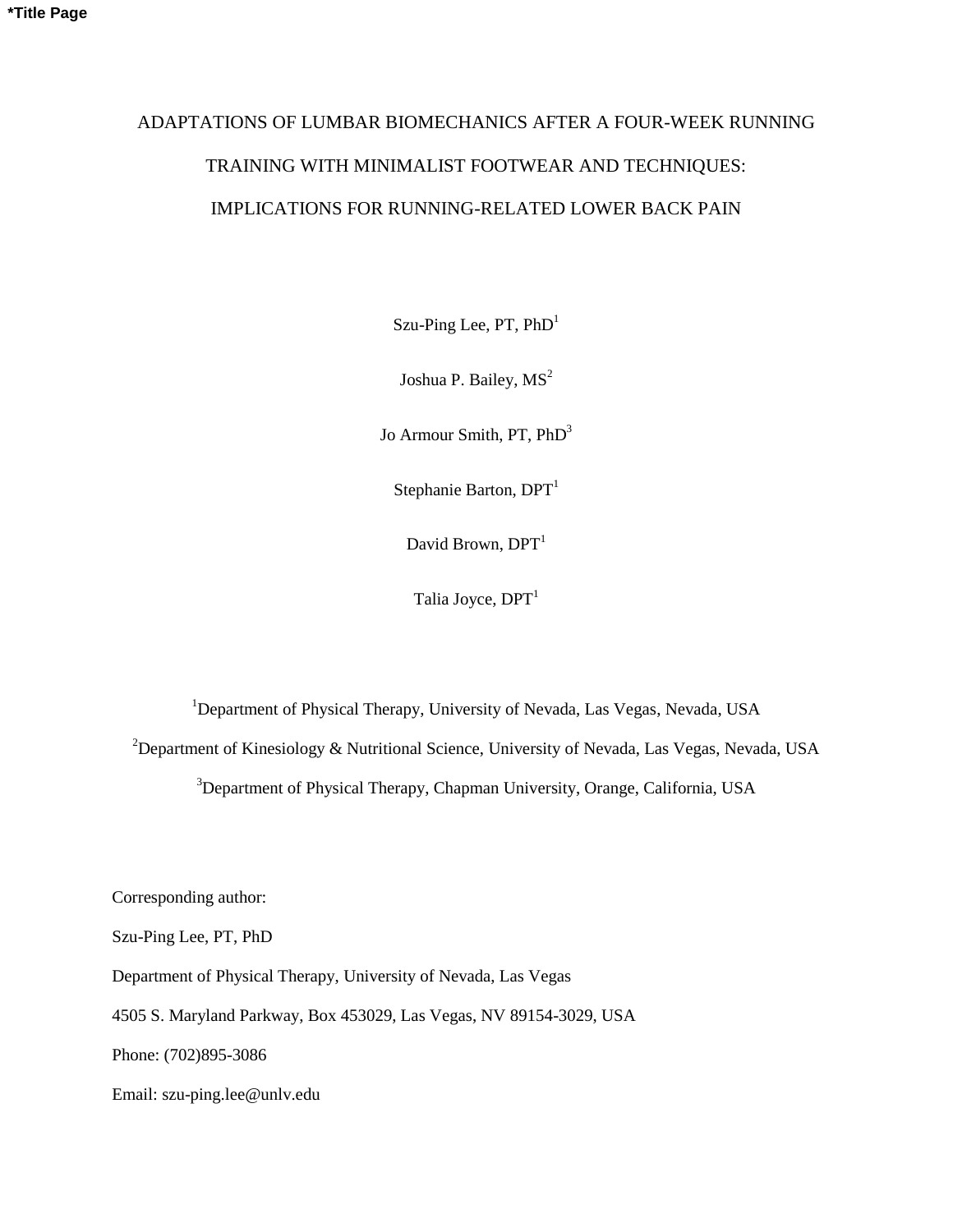*Title Page

# ADAPTATIONS OF LUMBAR BIOMECHANICS AFTER A FOUR-WEEK RUNNING TRAINING WITH MINIMALIST FOOTWEAR AND TECHNIQUES: IMPLICATIONS FOR RUNNING-RELATED LOWER BACK PAIN

Szu-Ping Lee, PT, PhD[1]

Joshua P. Bailey, MS[2]

Jo Armour Smith, PT, PhD[3]

Stephanie Barton, DPT[1]

David Brown, DPT[1]

Talia Joyce, DPT[1]

[1]Department of Physical Therapy, University of Nevada, Las Vegas, Nevada, USA

[2]Department of Kinesiology & Nutritional Science, University of Nevada, Las Vegas, Nevada, USA

[3]Department of Physical Therapy, Chapman University, Orange, California, USA

Corresponding author:

Szu-Ping Lee, PT, PhD

Department of Physical Therapy, University of Nevada, Las Vegas

4505 S. Maryland Parkway, Box 453029, Las Vegas, NV 89154-3029, USA

Phone: (702)895-3086

Email: szu-ping.lee@unlv.edu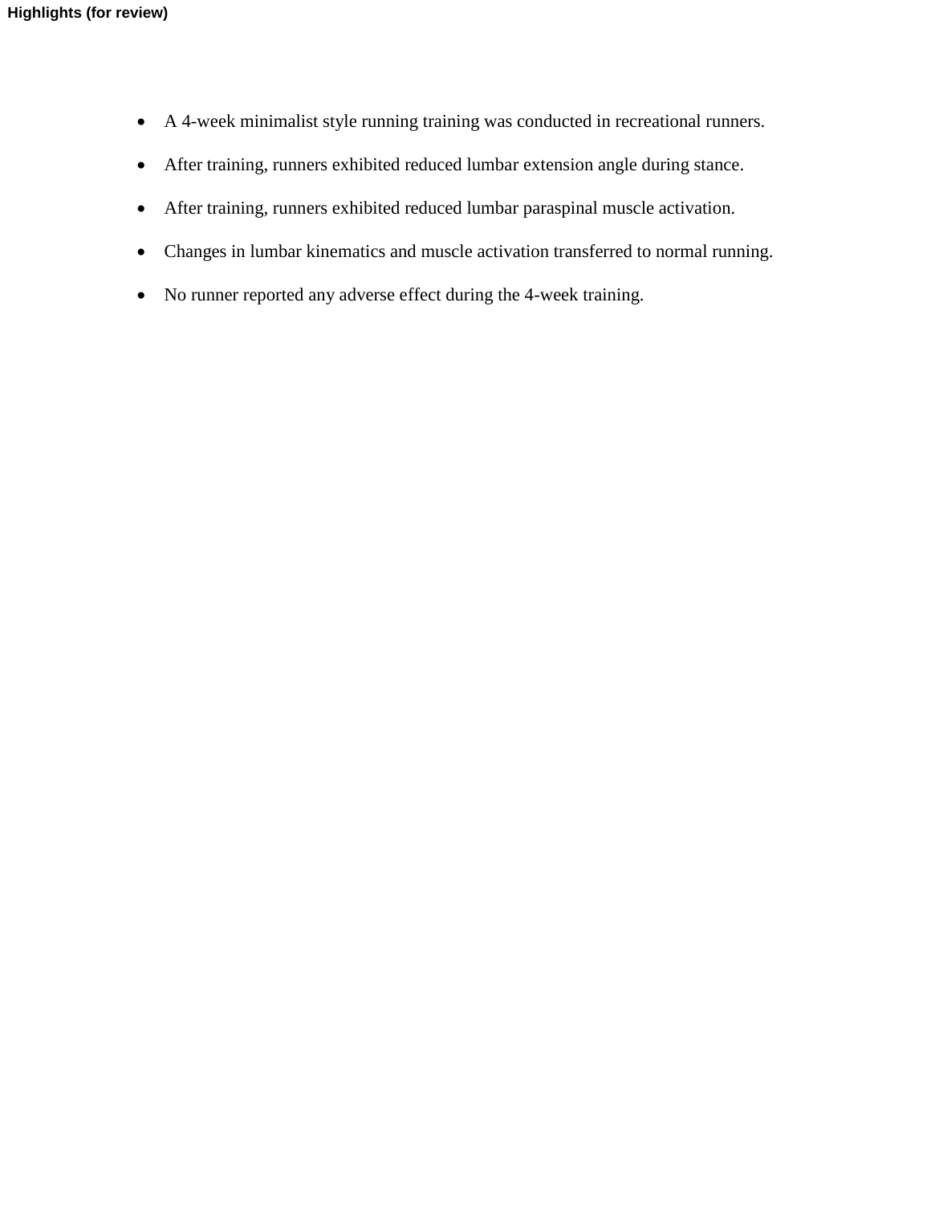**Highlights (for review)**

- A 4-week minimalist style running training was conducted in recreational runners.
- After training, runners exhibited reduced lumbar extension angle during stance.
- After training, runners exhibited reduced lumbar paraspinal muscle activation.
- Changes in lumbar kinematics and muscle activation transferred to normal running.
- No runner reported any adverse effect during the 4-week training.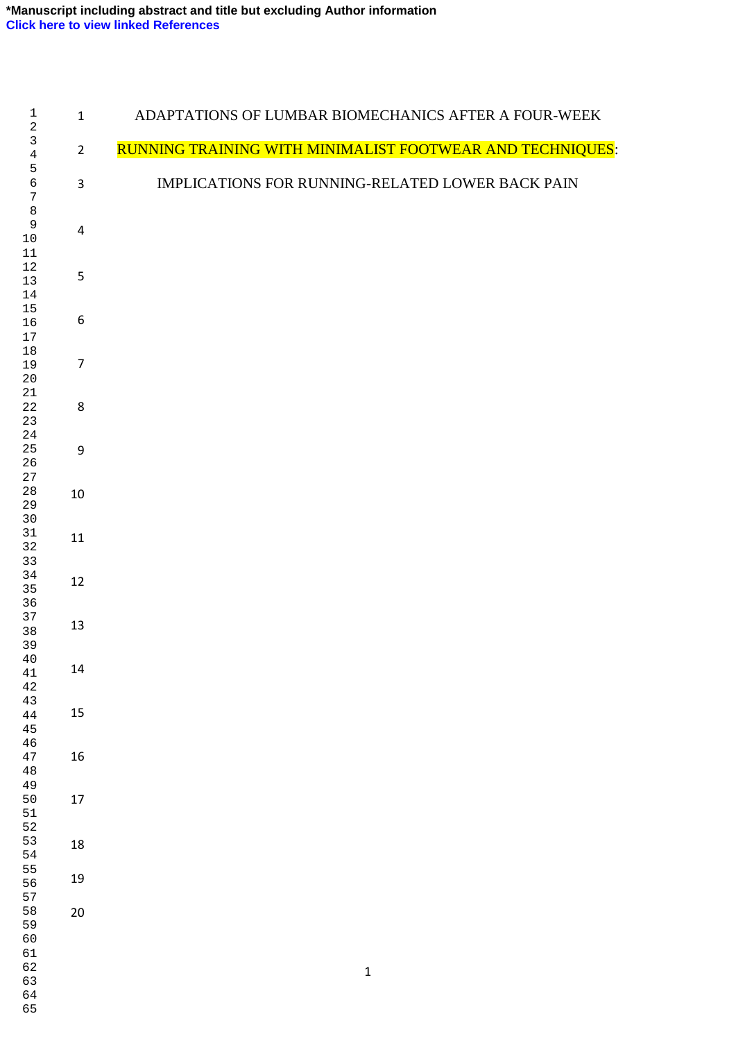# ADAPTATIONS OF LUMBAR BIOMECHANICS AFTER A FOUR-WEEK RUNNING TRAINING WITH MINIMALIST FOOTWEAR AND TECHNIQUES: IMPLICATIONS FOR RUNNING-RELATED LOWER BACK PAIN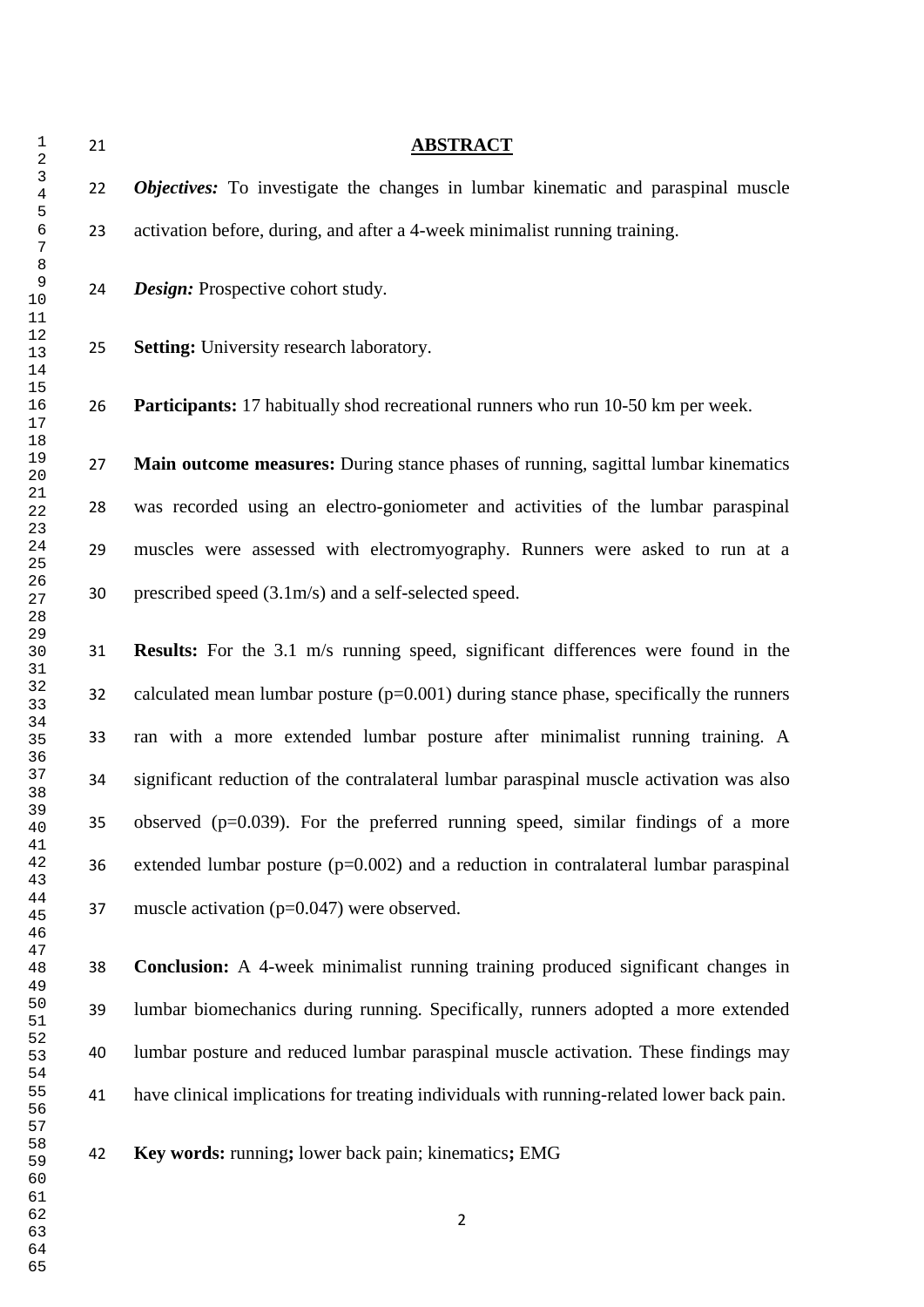# ABSTRACT

***Objectives:*** To investigate the changes in lumbar kinematic and paraspinal muscle activation before, during, and after a 4-week minimalist running training.

***Design:*** Prospective cohort study.

**Setting:** University research laboratory.

**Participants:** 17 habitually shod recreational runners who run 10-50 km per week.

**Main outcome measures:** During stance phases of running, sagittal lumbar kinematics was recorded using an electro-goniometer and activities of the lumbar paraspinal muscles were assessed with electromyography. Runners were asked to run at a prescribed speed (3.1m/s) and a self-selected speed.

**Results:** For the 3.1 m/s running speed, significant differences were found in the calculated mean lumbar posture (p=0.001) during stance phase, specifically the runners ran with a more extended lumbar posture after minimalist running training. A significant reduction of the contralateral lumbar paraspinal muscle activation was also observed (p=0.039). For the preferred running speed, similar findings of a more extended lumbar posture (p=0.002) and a reduction in contralateral lumbar paraspinal muscle activation (p=0.047) were observed.

**Conclusion:** A 4-week minimalist running training produced significant changes in lumbar biomechanics during running. Specifically, runners adopted a more extended lumbar posture and reduced lumbar paraspinal muscle activation. These findings may have clinical implications for treating individuals with running-related lower back pain.

**Key words:** running**;** lower back pain; kinematics**;** EMG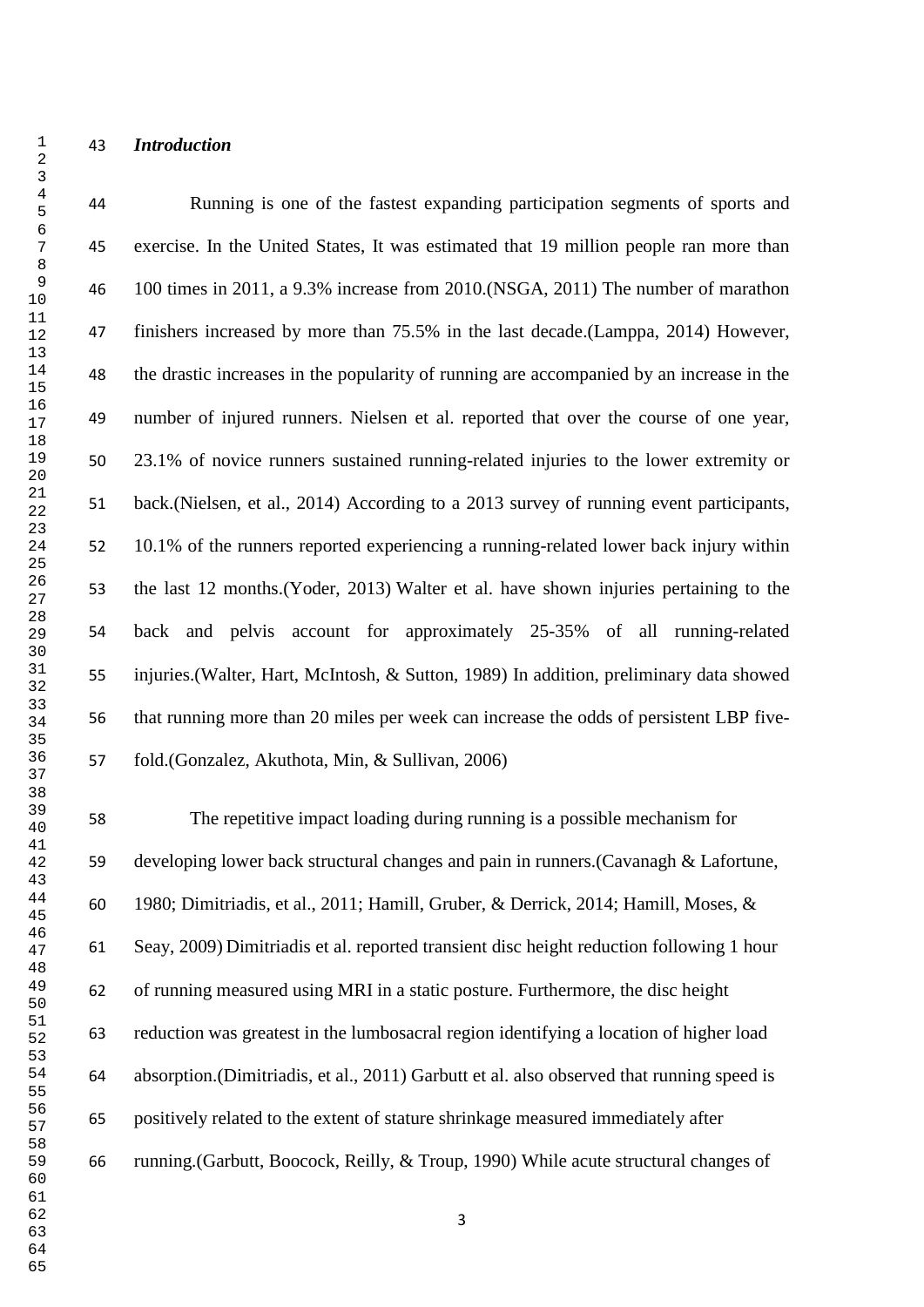### *Introduction*

Running is one of the fastest expanding participation segments of sports and exercise. In the United States, It was estimated that 19 million people ran more than 100 times in 2011, a 9.3% increase from 2010.(NSGA, 2011) The number of marathon finishers increased by more than 75.5% in the last decade.(Lamppa, 2014) However, the drastic increases in the popularity of running are accompanied by an increase in the number of injured runners. Nielsen et al. reported that over the course of one year, 23.1% of novice runners sustained running-related injuries to the lower extremity or back.(Nielsen, et al., 2014) According to a 2013 survey of running event participants, 10.1% of the runners reported experiencing a running-related lower back injury within the last 12 months.(Yoder, 2013) Walter et al. have shown injuries pertaining to the back and pelvis account for approximately 25-35% of all running-related injuries.(Walter, Hart, McIntosh, & Sutton, 1989) In addition, preliminary data showed that running more than 20 miles per week can increase the odds of persistent LBP five-fold.(Gonzalez, Akuthota, Min, & Sullivan, 2006)

The repetitive impact loading during running is a possible mechanism for developing lower back structural changes and pain in runners.(Cavanagh & Lafortune, 1980; Dimitriadis, et al., 2011; Hamill, Gruber, & Derrick, 2014; Hamill, Moses, & Seay, 2009) Dimitriadis et al. reported transient disc height reduction following 1 hour of running measured using MRI in a static posture. Furthermore, the disc height reduction was greatest in the lumbosacral region identifying a location of higher load absorption.(Dimitriadis, et al., 2011) Garbutt et al. also observed that running speed is positively related to the extent of stature shrinkage measured immediately after running.(Garbutt, Boocock, Reilly, & Troup, 1990) While acute structural changes of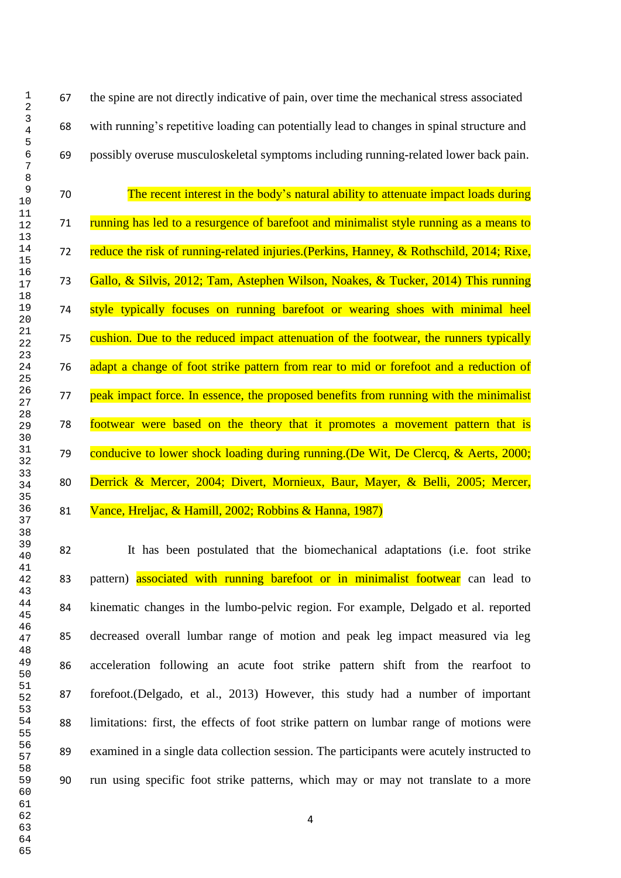the spine are not directly indicative of pain, over time the mechanical stress associated with running's repetitive loading can potentially lead to changes in spinal structure and possibly overuse musculoskeletal symptoms including running-related lower back pain.

The recent interest in the body's natural ability to attenuate impact loads during running has led to a resurgence of barefoot and minimalist style running as a means to reduce the risk of running-related injuries.(Perkins, Hanney, & Rothschild, 2014; Rixe, Gallo, & Silvis, 2012; Tam, Astephen Wilson, Noakes, & Tucker, 2014) This running style typically focuses on running barefoot or wearing shoes with minimal heel cushion. Due to the reduced impact attenuation of the footwear, the runners typically adapt a change of foot strike pattern from rear to mid or forefoot and a reduction of peak impact force. In essence, the proposed benefits from running with the minimalist footwear were based on the theory that it promotes a movement pattern that is conducive to lower shock loading during running.(De Wit, De Clercq, & Aerts, 2000; Derrick & Mercer, 2004; Divert, Mornieux, Baur, Mayer, & Belli, 2005; Mercer, Vance, Hreljac, & Hamill, 2002; Robbins & Hanna, 1987)

It has been postulated that the biomechanical adaptations (i.e. foot strike pattern) associated with running barefoot or in minimalist footwear can lead to kinematic changes in the lumbo-pelvic region. For example, Delgado et al. reported decreased overall lumbar range of motion and peak leg impact measured via leg acceleration following an acute foot strike pattern shift from the rearfoot to forefoot.(Delgado, et al., 2013) However, this study had a number of important limitations: first, the effects of foot strike pattern on lumbar range of motions were examined in a single data collection session. The participants were acutely instructed to run using specific foot strike patterns, which may or may not translate to a more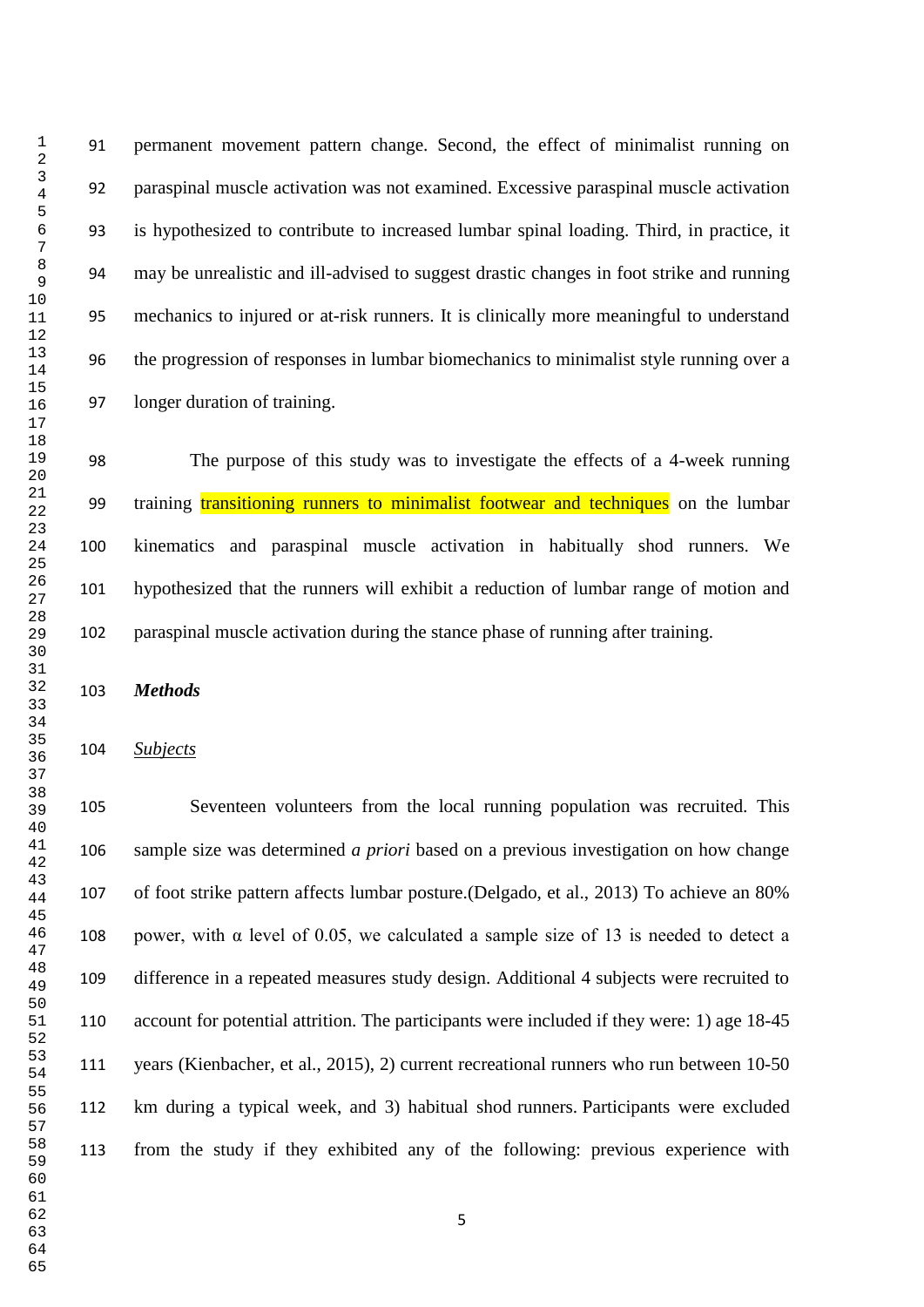permanent movement pattern change. Second, the effect of minimalist running on paraspinal muscle activation was not examined. Excessive paraspinal muscle activation is hypothesized to contribute to increased lumbar spinal loading. Third, in practice, it may be unrealistic and ill-advised to suggest drastic changes in foot strike and running mechanics to injured or at-risk runners. It is clinically more meaningful to understand the progression of responses in lumbar biomechanics to minimalist style running over a longer duration of training.

The purpose of this study was to investigate the effects of a 4-week running training transitioning runners to minimalist footwear and techniques on the lumbar kinematics and paraspinal muscle activation in habitually shod runners. We hypothesized that the runners will exhibit a reduction of lumbar range of motion and paraspinal muscle activation during the stance phase of running after training.

## *Methods*

### Subjects

Seventeen volunteers from the local running population was recruited. This sample size was determined *a priori* based on a previous investigation on how change of foot strike pattern affects lumbar posture.(Delgado, et al., 2013) To achieve an 80% power, with α level of 0.05, we calculated a sample size of 13 is needed to detect a difference in a repeated measures study design. Additional 4 subjects were recruited to account for potential attrition. The participants were included if they were: 1) age 18-45 years (Kienbacher, et al., 2015), 2) current recreational runners who run between 10-50 km during a typical week, and 3) habitual shod runners. Participants were excluded from the study if they exhibited any of the following: previous experience with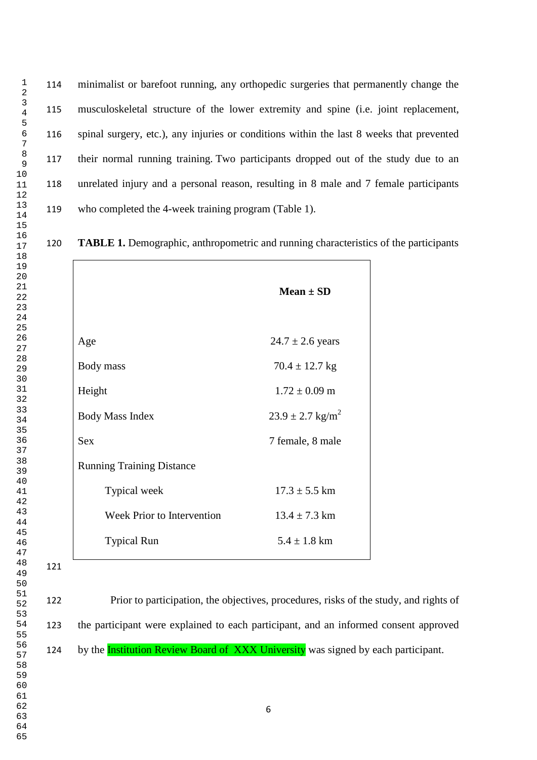minimalist or barefoot running, any orthopedic surgeries that permanently change the musculoskeletal structure of the lower extremity and spine (i.e. joint replacement, spinal surgery, etc.), any injuries or conditions within the last 8 weeks that prevented their normal running training. Two participants dropped out of the study due to an unrelated injury and a personal reason, resulting in 8 male and 7 female participants who completed the 4-week training program (Table 1).

**TABLE 1.** Demographic, anthropometric and running characteristics of the participants

| | **Mean ± SD** |
|---|---|
| Age | 24.7 ± 2.6 years |
| Body mass | 70.4 ± 12.7 kg |
| Height | 1.72 ± 0.09 m |
| Body Mass Index | 23.9 ± 2.7 $kg/m^2$ |
| Sex | 7 female, 8 male |
| Running Training Distance | |
| Typical week | 17.3 ± 5.5 km |
| Week Prior to Intervention | 13.4 ± 7.3 km |
| Typical Run | 5.4 ± 1.8 km |

Prior to participation, the objectives, procedures, risks of the study, and rights of the participant were explained to each participant, and an informed consent approved by the Institution Review Board of XXX University was signed by each participant.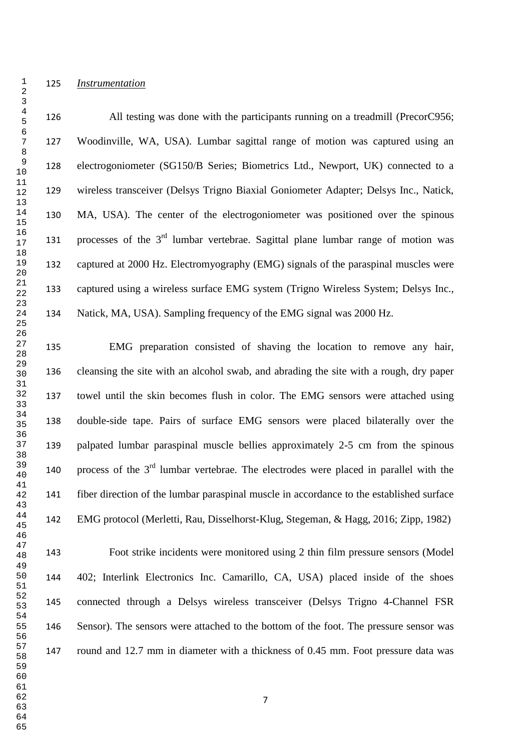*Instrumentation*

All testing was done with the participants running on a treadmill (PrecorC956; Woodinville, WA, USA). Lumbar sagittal range of motion was captured using an electrogoniometer (SG150/B Series; Biometrics Ltd., Newport, UK) connected to a wireless transceiver (Delsys Trigno Biaxial Goniometer Adapter; Delsys Inc., Natick, MA, USA). The center of the electrogoniometer was positioned over the spinous processes of the 3rd lumbar vertebrae. Sagittal plane lumbar range of motion was captured at 2000 Hz. Electromyography (EMG) signals of the paraspinal muscles were captured using a wireless surface EMG system (Trigno Wireless System; Delsys Inc., Natick, MA, USA). Sampling frequency of the EMG signal was 2000 Hz.

EMG preparation consisted of shaving the location to remove any hair, cleansing the site with an alcohol swab, and abrading the site with a rough, dry paper towel until the skin becomes flush in color. The EMG sensors were attached using double-side tape. Pairs of surface EMG sensors were placed bilaterally over the palpated lumbar paraspinal muscle bellies approximately 2-5 cm from the spinous process of the 3rd lumbar vertebrae. The electrodes were placed in parallel with the fiber direction of the lumbar paraspinal muscle in accordance to the established surface EMG protocol (Merletti, Rau, Disselhorst-Klug, Stegeman, & Hagg, 2016; Zipp, 1982)

Foot strike incidents were monitored using 2 thin film pressure sensors (Model 402; Interlink Electronics Inc. Camarillo, CA, USA) placed inside of the shoes connected through a Delsys wireless transceiver (Delsys Trigno 4-Channel FSR Sensor). The sensors were attached to the bottom of the foot. The pressure sensor was round and 12.7 mm in diameter with a thickness of 0.45 mm. Foot pressure data was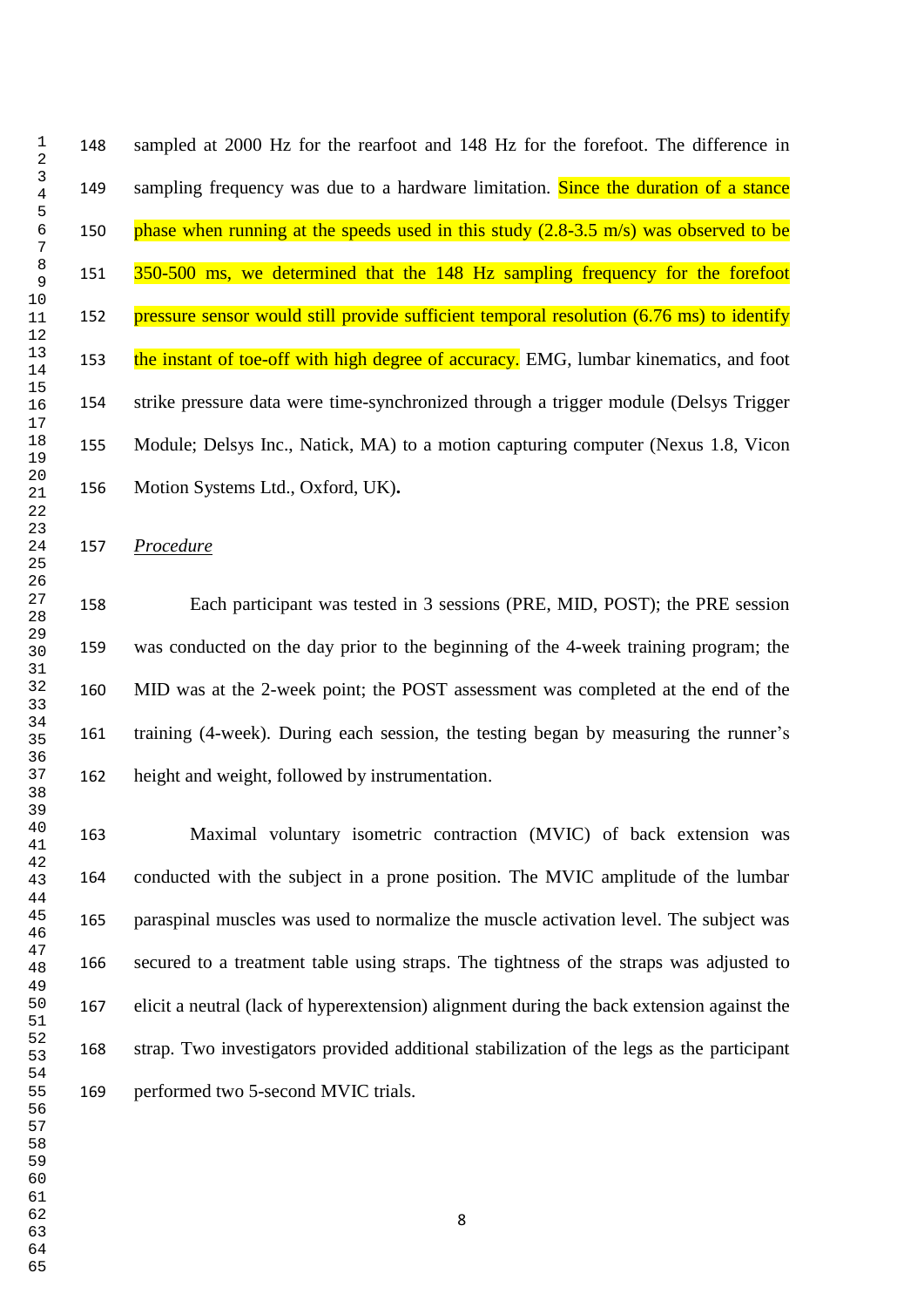sampled at 2000 Hz for the rearfoot and 148 Hz for the forefoot. The difference in sampling frequency was due to a hardware limitation. Since the duration of a stance phase when running at the speeds used in this study (2.8-3.5 m/s) was observed to be 350-500 ms, we determined that the 148 Hz sampling frequency for the forefoot pressure sensor would still provide sufficient temporal resolution (6.76 ms) to identify the instant of toe-off with high degree of accuracy. EMG, lumbar kinematics, and foot strike pressure data were time-synchronized through a trigger module (Delsys Trigger Module; Delsys Inc., Natick, MA) to a motion capturing computer (Nexus 1.8, Vicon Motion Systems Ltd., Oxford, UK)**.**

*Procedure*

Each participant was tested in 3 sessions (PRE, MID, POST); the PRE session was conducted on the day prior to the beginning of the 4-week training program; the MID was at the 2-week point; the POST assessment was completed at the end of the training (4-week). During each session, the testing began by measuring the runner's height and weight, followed by instrumentation.

Maximal voluntary isometric contraction (MVIC) of back extension was conducted with the subject in a prone position. The MVIC amplitude of the lumbar paraspinal muscles was used to normalize the muscle activation level. The subject was secured to a treatment table using straps. The tightness of the straps was adjusted to elicit a neutral (lack of hyperextension) alignment during the back extension against the strap. Two investigators provided additional stabilization of the legs as the participant performed two 5-second MVIC trials.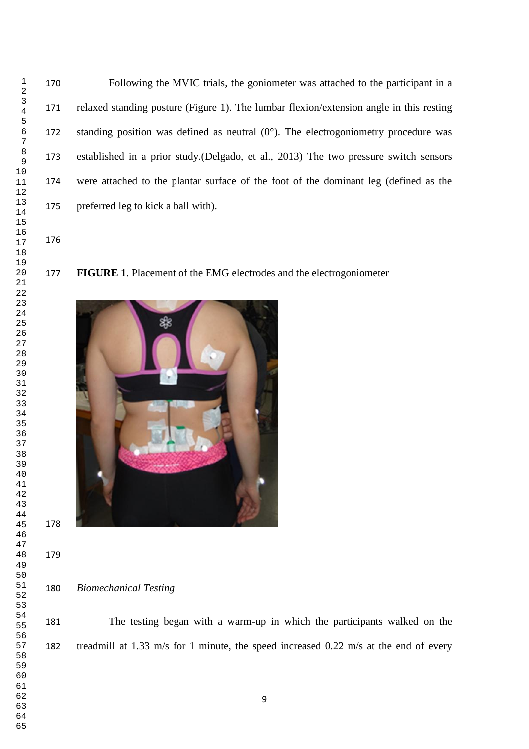Following the MVIC trials, the goniometer was attached to the participant in a relaxed standing posture (Figure 1). The lumbar flexion/extension angle in this resting standing position was defined as neutral (0°). The electrogoniometry procedure was established in a prior study.(Delgado, et al., 2013) The two pressure switch sensors were attached to the plantar surface of the foot of the dominant leg (defined as the preferred leg to kick a ball with).

**FIGURE 1**. Placement of the EMG electrodes and the electrogoniometer

*Biomechanical Testing*

The testing began with a warm-up in which the participants walked on the treadmill at 1.33 m/s for 1 minute, the speed increased 0.22 m/s at the end of every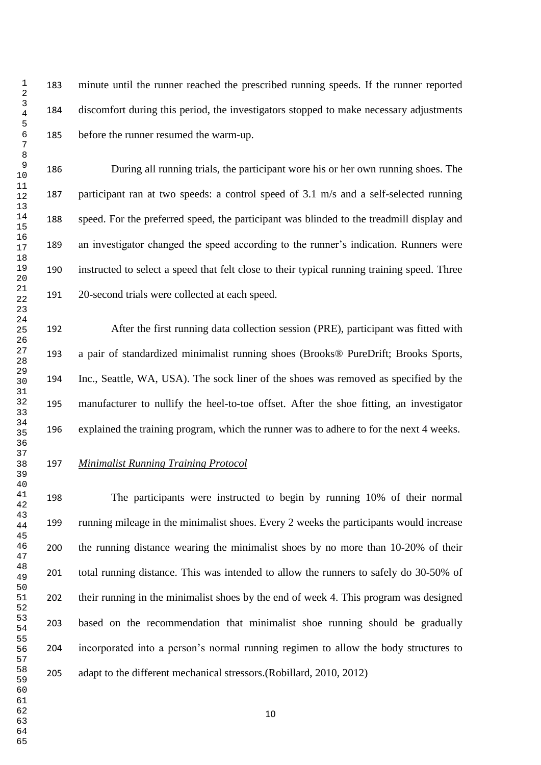minute until the runner reached the prescribed running speeds. If the runner reported discomfort during this period, the investigators stopped to make necessary adjustments before the runner resumed the warm-up.

During all running trials, the participant wore his or her own running shoes. The participant ran at two speeds: a control speed of 3.1 m/s and a self-selected running speed. For the preferred speed, the participant was blinded to the treadmill display and an investigator changed the speed according to the runner's indication. Runners were instructed to select a speed that felt close to their typical running training speed. Three 20-second trials were collected at each speed.

After the first running data collection session (PRE), participant was fitted with a pair of standardized minimalist running shoes (Brooks® PureDrift; Brooks Sports, Inc., Seattle, WA, USA). The sock liner of the shoes was removed as specified by the manufacturer to nullify the heel-to-toe offset. After the shoe fitting, an investigator explained the training program, which the runner was to adhere to for the next 4 weeks.

*Minimalist Running Training Protocol*

The participants were instructed to begin by running 10% of their normal running mileage in the minimalist shoes. Every 2 weeks the participants would increase the running distance wearing the minimalist shoes by no more than 10-20% of their total running distance. This was intended to allow the runners to safely do 30-50% of their running in the minimalist shoes by the end of week 4. This program was designed based on the recommendation that minimalist shoe running should be gradually incorporated into a person's normal running regimen to allow the body structures to adapt to the different mechanical stressors.(Robillard, 2010, 2012)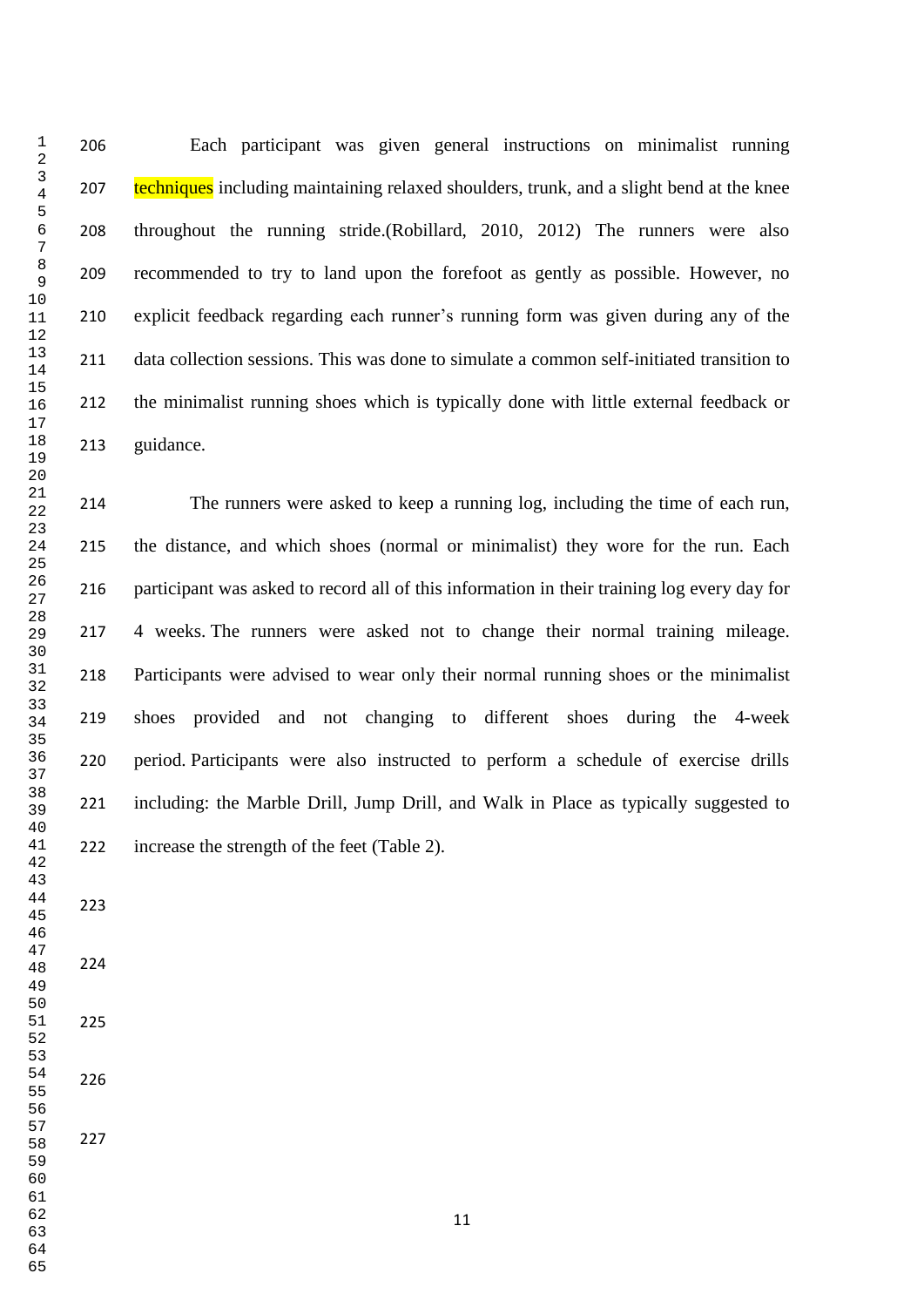Each participant was given general instructions on minimalist running techniques including maintaining relaxed shoulders, trunk, and a slight bend at the knee throughout the running stride.(Robillard, 2010, 2012) The runners were also recommended to try to land upon the forefoot as gently as possible. However, no explicit feedback regarding each runner's running form was given during any of the data collection sessions. This was done to simulate a common self-initiated transition to the minimalist running shoes which is typically done with little external feedback or guidance.

The runners were asked to keep a running log, including the time of each run, the distance, and which shoes (normal or minimalist) they wore for the run. Each participant was asked to record all of this information in their training log every day for 4 weeks. The runners were asked not to change their normal training mileage. Participants were advised to wear only their normal running shoes or the minimalist shoes provided and not changing to different shoes during the 4-week period. Participants were also instructed to perform a schedule of exercise drills including: the Marble Drill, Jump Drill, and Walk in Place as typically suggested to increase the strength of the feet (Table 2).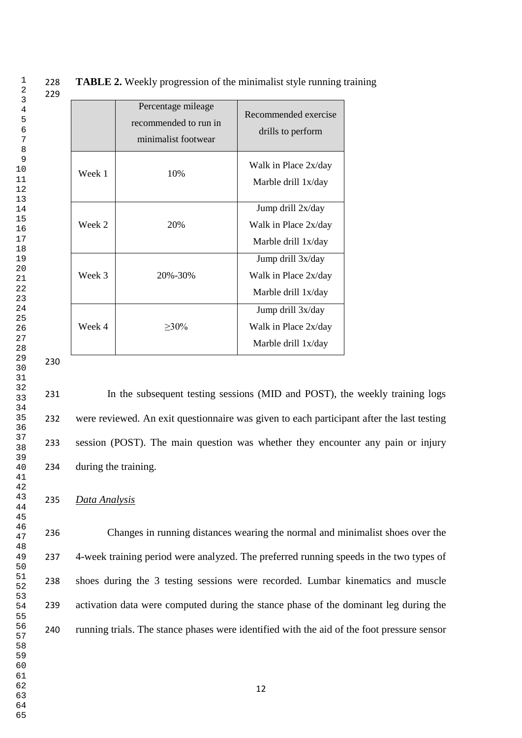**TABLE 2.** Weekly progression of the minimalist style running training

| | Percentage mileage recommended to run in minimalist footwear | Recommended exercise drills to perform |
|---|---|---|
| Week 1 | 10% | Walk in Place 2x/day<br>Marble drill 1x/day |
| Week 2 | 20% | Jump drill 2x/day<br>Walk in Place 2x/day<br>Marble drill 1x/day |
| Week 3 | 20%-30% | Jump drill 3x/day<br>Walk in Place 2x/day<br>Marble drill 1x/day |
| Week 4 | ≥30% | Jump drill 3x/day<br>Walk in Place 2x/day<br>Marble drill 1x/day |

In the subsequent testing sessions (MID and POST), the weekly training logs were reviewed. An exit questionnaire was given to each participant after the last testing session (POST). The main question was whether they encounter any pain or injury during the training.

*Data Analysis*

Changes in running distances wearing the normal and minimalist shoes over the 4-week training period were analyzed. The preferred running speeds in the two types of shoes during the 3 testing sessions were recorded. Lumbar kinematics and muscle activation data were computed during the stance phase of the dominant leg during the running trials. The stance phases were identified with the aid of the foot pressure sensor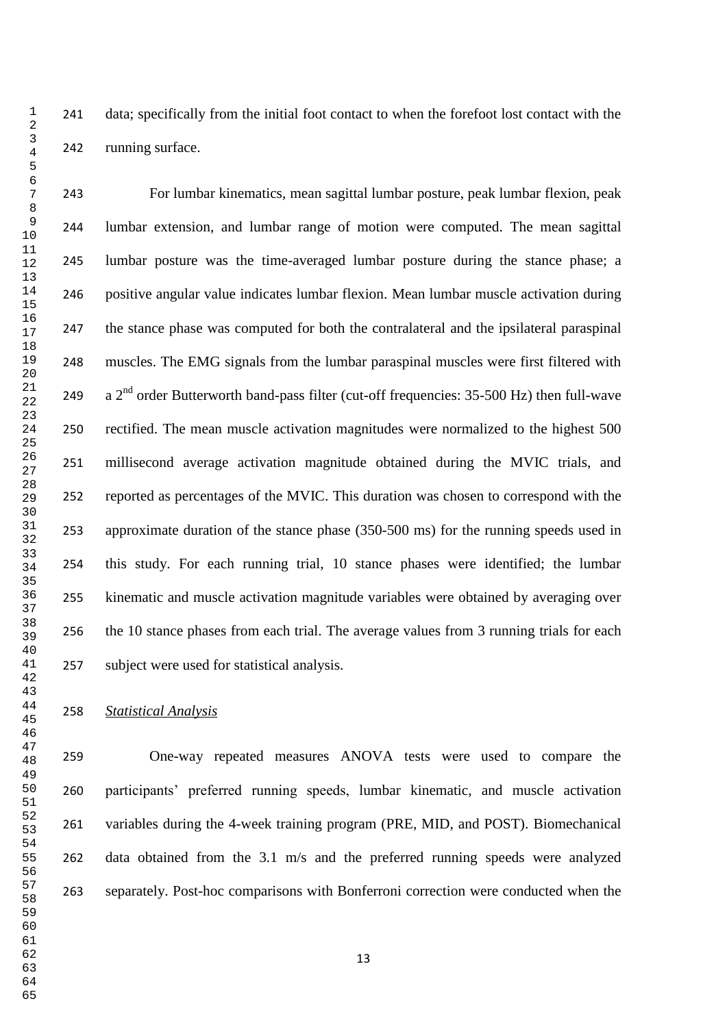data; specifically from the initial foot contact to when the forefoot lost contact with the running surface.

For lumbar kinematics, mean sagittal lumbar posture, peak lumbar flexion, peak lumbar extension, and lumbar range of motion were computed. The mean sagittal lumbar posture was the time-averaged lumbar posture during the stance phase; a positive angular value indicates lumbar flexion. Mean lumbar muscle activation during the stance phase was computed for both the contralateral and the ipsilateral paraspinal muscles. The EMG signals from the lumbar paraspinal muscles were first filtered with a 2$^{nd}$ order Butterworth band-pass filter (cut-off frequencies: 35-500 Hz) then full-wave rectified. The mean muscle activation magnitudes were normalized to the highest 500 millisecond average activation magnitude obtained during the MVIC trials, and reported as percentages of the MVIC. This duration was chosen to correspond with the approximate duration of the stance phase (350-500 ms) for the running speeds used in this study. For each running trial, 10 stance phases were identified; the lumbar kinematic and muscle activation magnitude variables were obtained by averaging over the 10 stance phases from each trial. The average values from 3 running trials for each subject were used for statistical analysis.

*Statistical Analysis*

One-way repeated measures ANOVA tests were used to compare the participants' preferred running speeds, lumbar kinematic, and muscle activation variables during the 4-week training program (PRE, MID, and POST). Biomechanical data obtained from the 3.1 m/s and the preferred running speeds were analyzed separately. Post-hoc comparisons with Bonferroni correction were conducted when the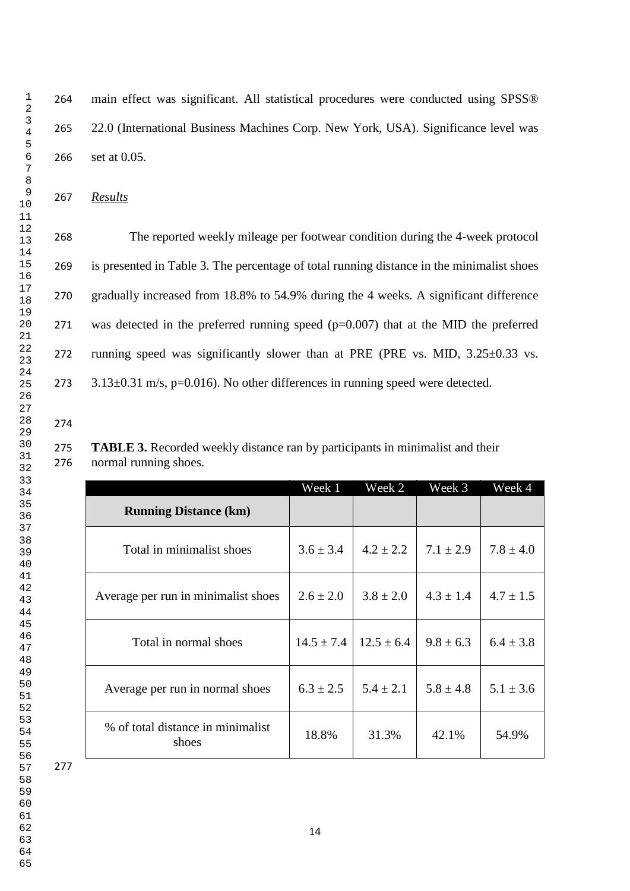main effect was significant. All statistical procedures were conducted using SPSS® 22.0 (International Business Machines Corp. New York, USA). Significance level was set at 0.05.

## *Results*

The reported weekly mileage per footwear condition during the 4-week protocol is presented in Table 3. The percentage of total running distance in the minimalist shoes gradually increased from 18.8% to 54.9% during the 4 weeks. A significant difference was detected in the preferred running speed ($p=0.007$) that at the MID the preferred running speed was significantly slower than at PRE (PRE vs. MID, 3.25±0.33 vs. 3.13±0.31 m/s, $p=0.016$). No other differences in running speed were detected.

**TABLE 3.** Recorded weekly distance ran by participants in minimalist and their normal running shoes.

| | Week 1 | Week 2 | Week 3 | Week 4 |
|---|---|---|---|---|
| **Running Distance (km)** | | | | |
| Total in minimalist shoes | 3.6 ± 3.4 | 4.2 ± 2.2 | 7.1 ± 2.9 | 7.8 ± 4.0 |
| Average per run in minimalist shoes | 2.6 ± 2.0 | 3.8 ± 2.0 | 4.3 ± 1.4 | 4.7 ± 1.5 |
| Total in normal shoes | 14.5 ± 7.4 | 12.5 ± 6.4 | 9.8 ± 6.3 | 6.4 ± 3.8 |
| Average per run in normal shoes | 6.3 ± 2.5 | 5.4 ± 2.1 | 5.8 ± 4.8 | 5.1 ± 3.6 |
| % of total distance in minimalist shoes | 18.8% | 31.3% | 42.1% | 54.9% |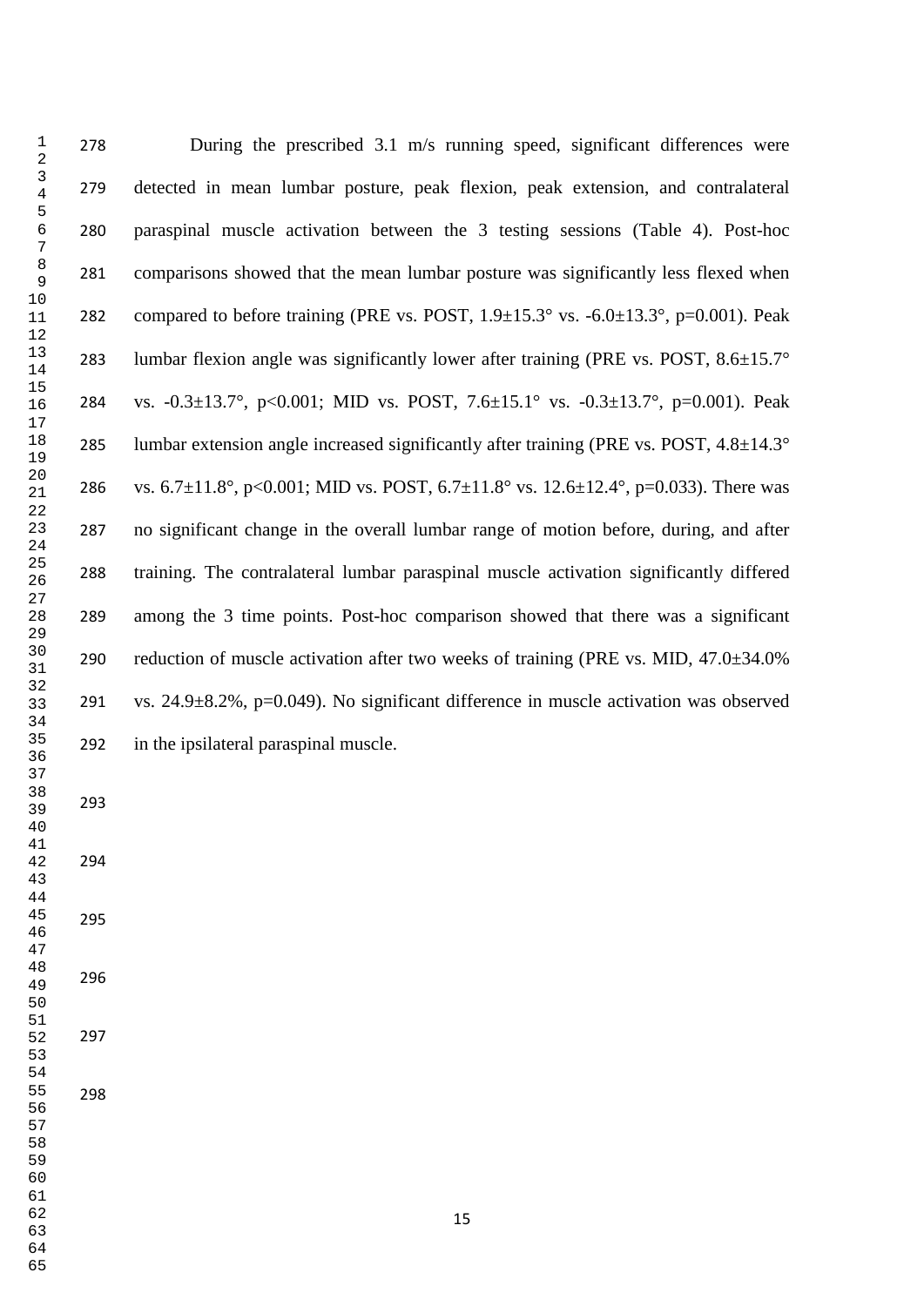During the prescribed 3.1 m/s running speed, significant differences were detected in mean lumbar posture, peak flexion, peak extension, and contralateral paraspinal muscle activation between the 3 testing sessions (Table 4). Post-hoc comparisons showed that the mean lumbar posture was significantly less flexed when compared to before training (PRE vs. POST, 1.9±15.3° vs. -6.0±13.3°, p=0.001). Peak lumbar flexion angle was significantly lower after training (PRE vs. POST, 8.6±15.7° vs. -0.3±13.7°, p<0.001; MID vs. POST, 7.6±15.1° vs. -0.3±13.7°, p=0.001). Peak lumbar extension angle increased significantly after training (PRE vs. POST, 4.8±14.3° vs. 6.7±11.8°, p<0.001; MID vs. POST, 6.7±11.8° vs. 12.6±12.4°, p=0.033). There was no significant change in the overall lumbar range of motion before, during, and after training. The contralateral lumbar paraspinal muscle activation significantly differed among the 3 time points. Post-hoc comparison showed that there was a significant reduction of muscle activation after two weeks of training (PRE vs. MID, 47.0±34.0% vs. 24.9±8.2%, p=0.049). No significant difference in muscle activation was observed in the ipsilateral paraspinal muscle.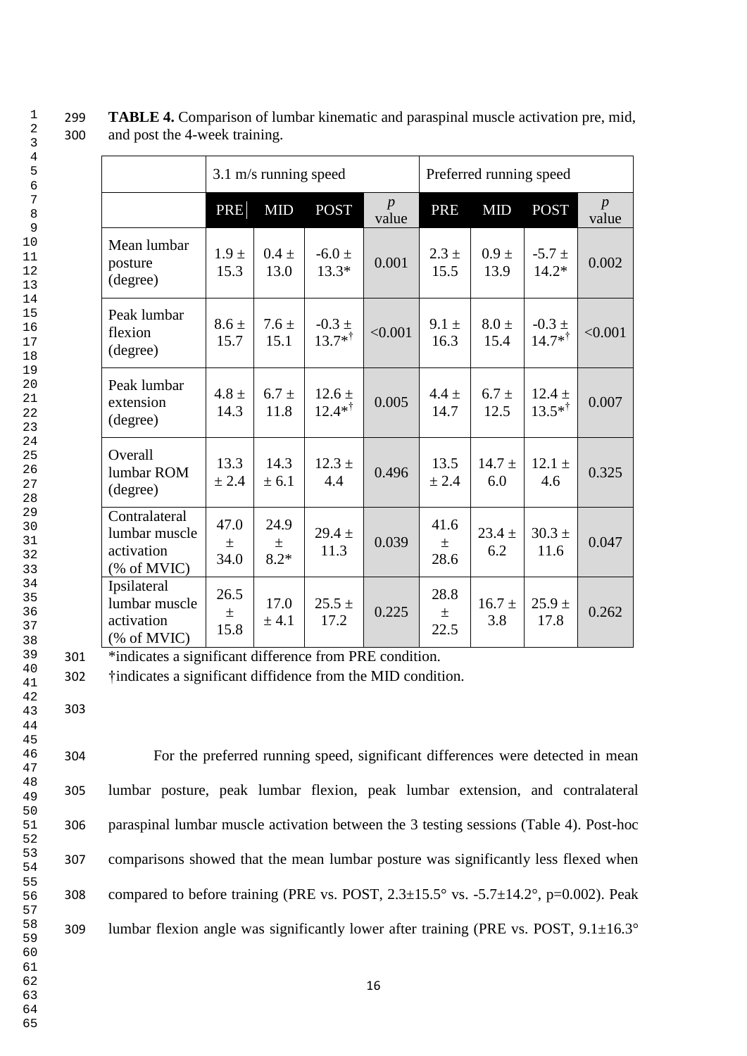**TABLE 4.** Comparison of lumbar kinematic and paraspinal muscle activation pre, mid, and post the 4-week training.

| | 3.1 m/s running speed | | | | Preferred running speed | | | |
|---|---|---|---|---|---|---|---|---|
| | PRE | MID | POST | *p* value | PRE | MID | POST | *p* value |
| Mean lumbar posture (degree) | 1.9 ± 15.3 | 0.4 ± 13.0 | -6.0 ± 13.3* | 0.001 | 2.3 ± 15.5 | 0.9 ± 13.9 | -5.7 ± 14.2* | 0.002 |
| Peak lumbar flexion (degree) | 8.6 ± 15.7 | 7.6 ± 15.1 | -0.3 ± 13.7*† | <0.001 | 9.1 ± 16.3 | 8.0 ± 15.4 | -0.3 ± 14.7*† | <0.001 |
| Peak lumbar extension (degree) | 4.8 ± 14.3 | 6.7 ± 11.8 | 12.6 ± 12.4*† | 0.005 | 4.4 ± 14.7 | 6.7 ± 12.5 | 12.4 ± 13.5*† | 0.007 |
| Overall lumbar ROM (degree) | 13.3 ± 2.4 | 14.3 ± 6.1 | 12.3 ± 4.4 | 0.496 | 13.5 ± 2.4 | 14.7 ± 6.0 | 12.1 ± 4.6 | 0.325 |
| Contralateral lumbar muscle activation (% of MVIC) | 47.0 ± 34.0 | 24.9 ± 8.2* | 29.4 ± 11.3 | 0.039 | 41.6 ± 28.6 | 23.4 ± 6.2 | 30.3 ± 11.6 | 0.047 |
| Ipsilateral lumbar muscle activation (% of MVIC) | 26.5 ± 15.8 | 17.0 ± 4.1 | 25.5 ± 17.2 | 0.225 | 28.8 ± 22.5 | 16.7 ± 3.8 | 25.9 ± 17.8 | 0.262 |

*indicates a significant difference from PRE condition.

†indicates a significant diffidence from the MID condition.

For the preferred running speed, significant differences were detected in mean lumbar posture, peak lumbar flexion, peak lumbar extension, and contralateral paraspinal lumbar muscle activation between the 3 testing sessions (Table 4). Post-hoc comparisons showed that the mean lumbar posture was significantly less flexed when compared to before training (PRE vs. POST, 2.3±15.5° vs. -5.7±14.2°, p=0.002). Peak lumbar flexion angle was significantly lower after training (PRE vs. POST, 9.1±16.3°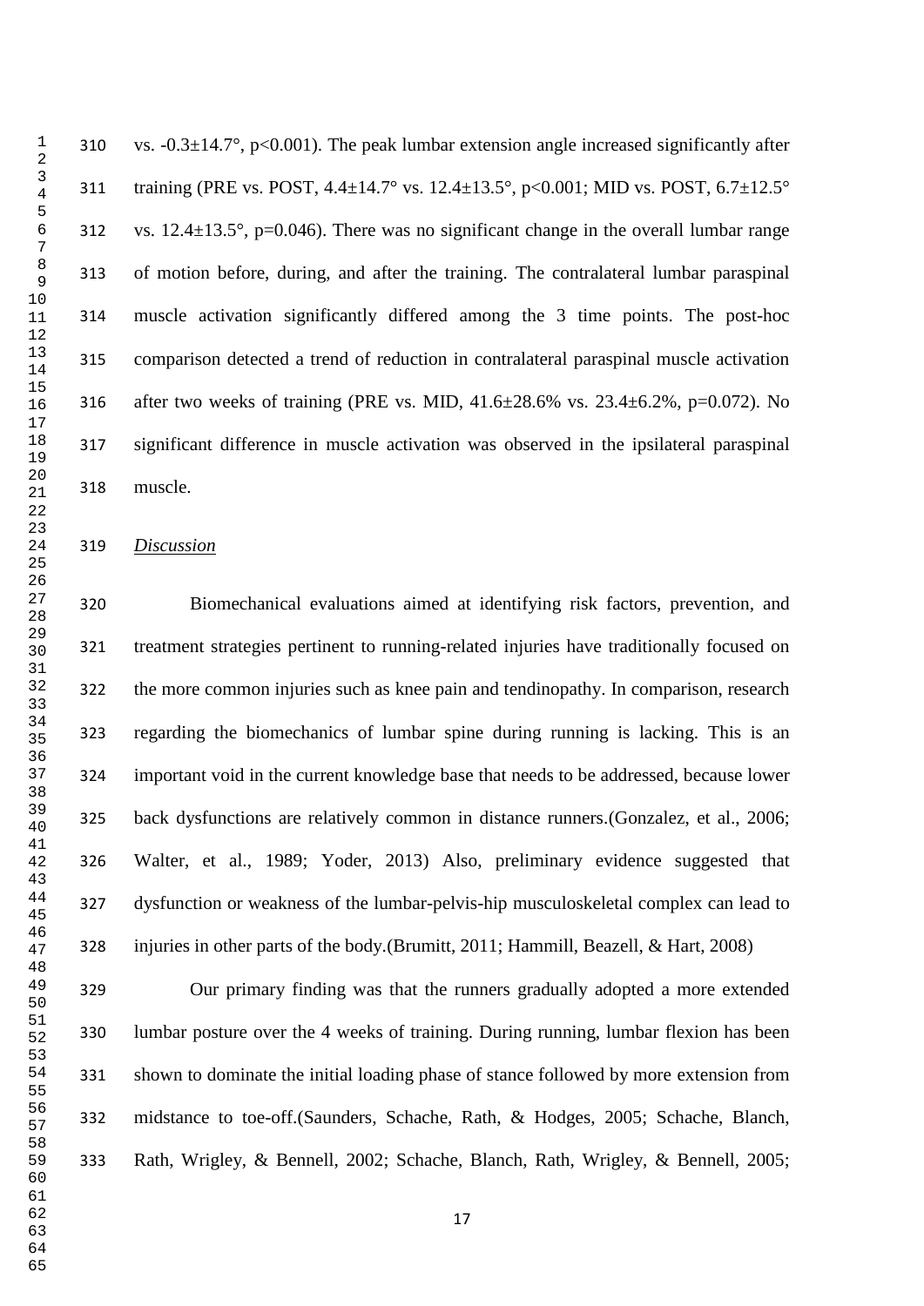vs. -0.3±14.7°, p<0.001). The peak lumbar extension angle increased significantly after training (PRE vs. POST, 4.4±14.7° vs. 12.4±13.5°, p<0.001; MID vs. POST, 6.7±12.5° vs. 12.4±13.5°, p=0.046). There was no significant change in the overall lumbar range of motion before, during, and after the training. The contralateral lumbar paraspinal muscle activation significantly differed among the 3 time points. The post-hoc comparison detected a trend of reduction in contralateral paraspinal muscle activation after two weeks of training (PRE vs. MID, 41.6±28.6% vs. 23.4±6.2%, p=0.072). No significant difference in muscle activation was observed in the ipsilateral paraspinal muscle.

## *Discussion*

Biomechanical evaluations aimed at identifying risk factors, prevention, and treatment strategies pertinent to running-related injuries have traditionally focused on the more common injuries such as knee pain and tendinopathy. In comparison, research regarding the biomechanics of lumbar spine during running is lacking. This is an important void in the current knowledge base that needs to be addressed, because lower back dysfunctions are relatively common in distance runners.(Gonzalez, et al., 2006; Walter, et al., 1989; Yoder, 2013) Also, preliminary evidence suggested that dysfunction or weakness of the lumbar-pelvis-hip musculoskeletal complex can lead to injuries in other parts of the body.(Brumitt, 2011; Hammill, Beazell, & Hart, 2008)

Our primary finding was that the runners gradually adopted a more extended lumbar posture over the 4 weeks of training. During running, lumbar flexion has been shown to dominate the initial loading phase of stance followed by more extension from midstance to toe-off.(Saunders, Schache, Rath, & Hodges, 2005; Schache, Blanch, Rath, Wrigley, & Bennell, 2002; Schache, Blanch, Rath, Wrigley, & Bennell, 2005;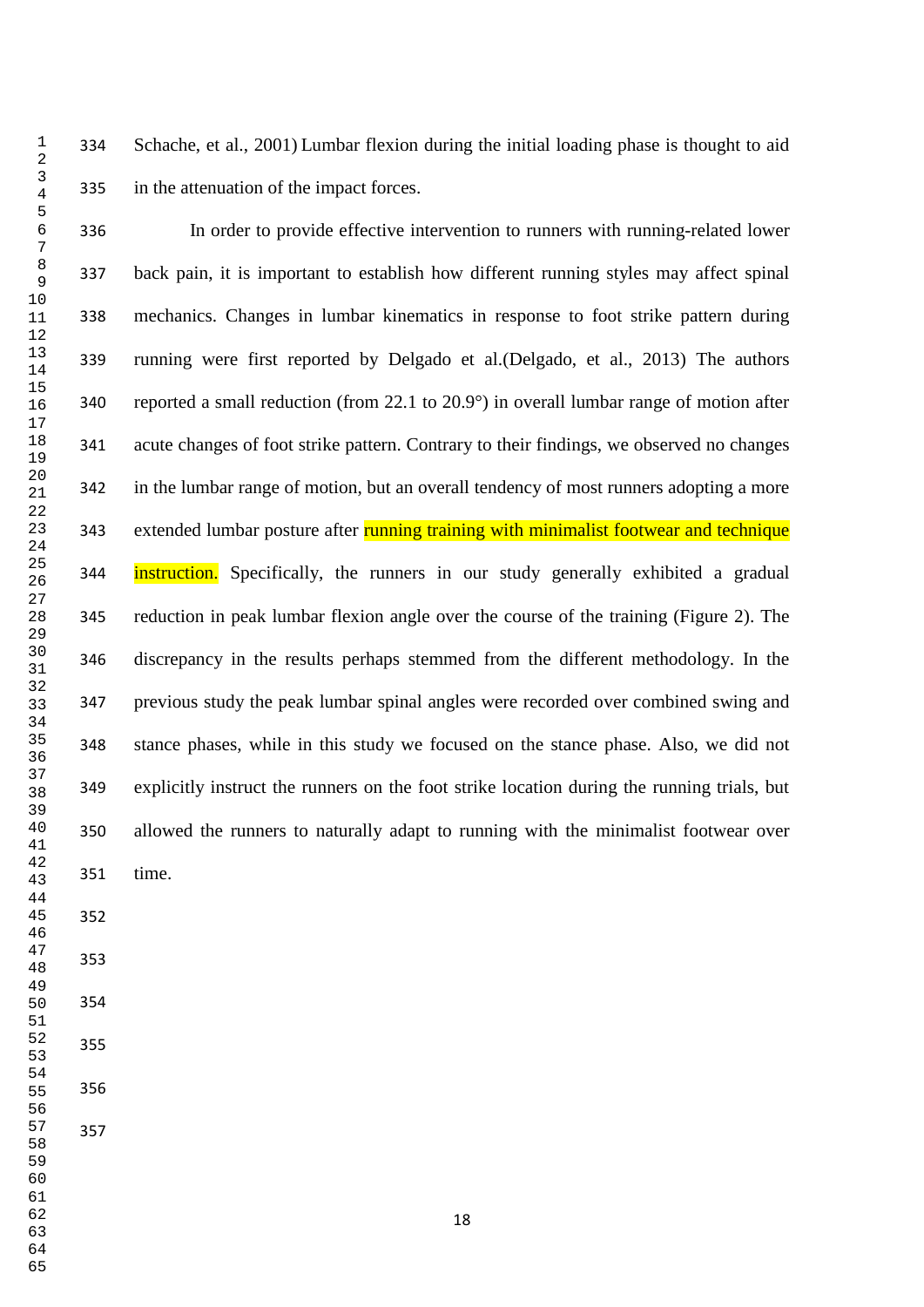Schache, et al., 2001) Lumbar flexion during the initial loading phase is thought to aid in the attenuation of the impact forces.

In order to provide effective intervention to runners with running-related lower back pain, it is important to establish how different running styles may affect spinal mechanics. Changes in lumbar kinematics in response to foot strike pattern during running were first reported by Delgado et al.(Delgado, et al., 2013) The authors reported a small reduction (from 22.1 to 20.9°) in overall lumbar range of motion after acute changes of foot strike pattern. Contrary to their findings, we observed no changes in the lumbar range of motion, but an overall tendency of most runners adopting a more extended lumbar posture after running training with minimalist footwear and technique instruction. Specifically, the runners in our study generally exhibited a gradual reduction in peak lumbar flexion angle over the course of the training (Figure 2). The discrepancy in the results perhaps stemmed from the different methodology. In the previous study the peak lumbar spinal angles were recorded over combined swing and stance phases, while in this study we focused on the stance phase. Also, we did not explicitly instruct the runners on the foot strike location during the running trials, but allowed the runners to naturally adapt to running with the minimalist footwear over time.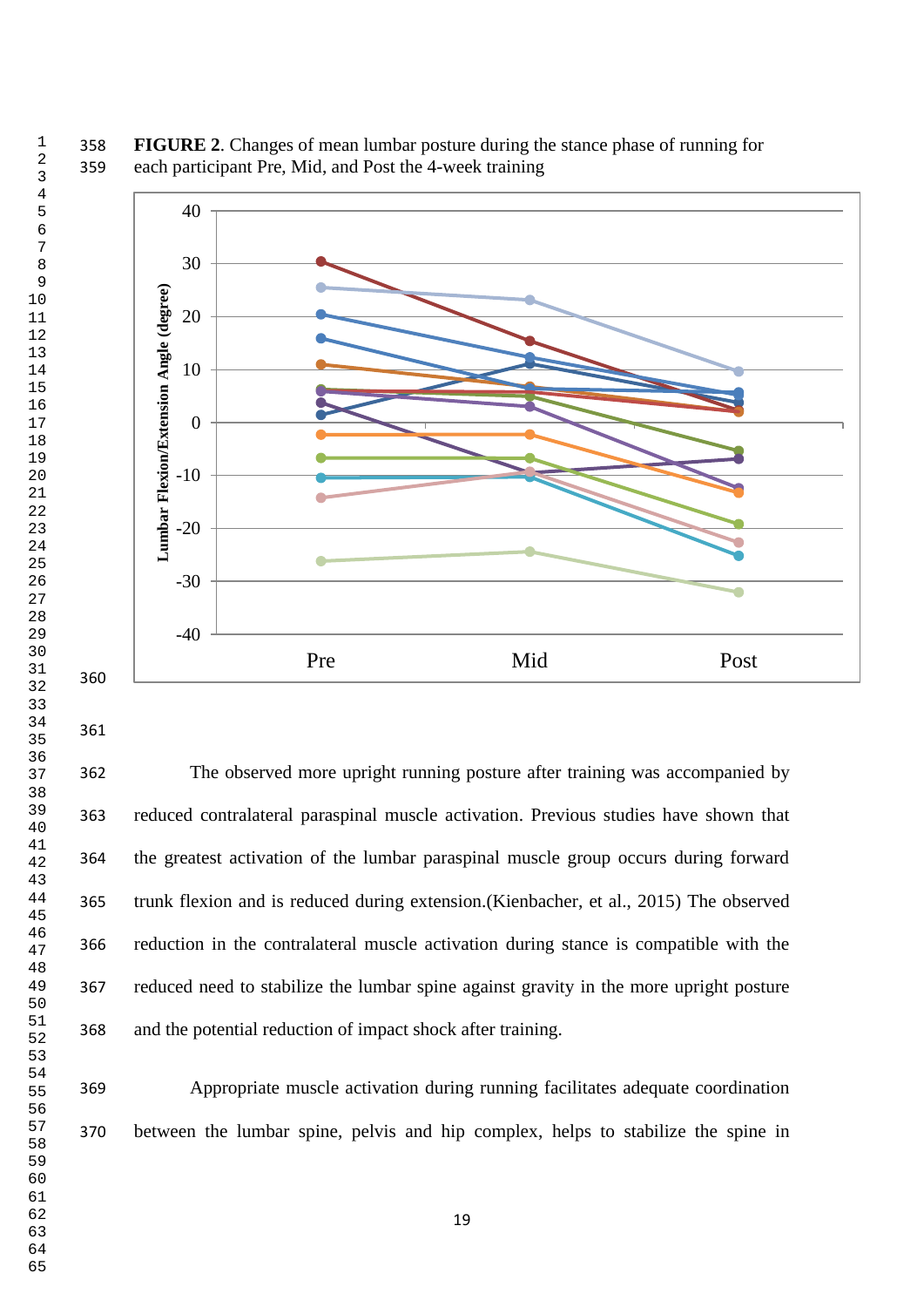**FIGURE 2**. Changes of mean lumbar posture during the stance phase of running for each participant Pre, Mid, and Post the 4-week training

The observed more upright running posture after training was accompanied by reduced contralateral paraspinal muscle activation. Previous studies have shown that the greatest activation of the lumbar paraspinal muscle group occurs during forward trunk flexion and is reduced during extension.(Kienbacher, et al., 2015) The observed reduction in the contralateral muscle activation during stance is compatible with the reduced need to stabilize the lumbar spine against gravity in the more upright posture and the potential reduction of impact shock after training.

Appropriate muscle activation during running facilitates adequate coordination between the lumbar spine, pelvis and hip complex, helps to stabilize the spine in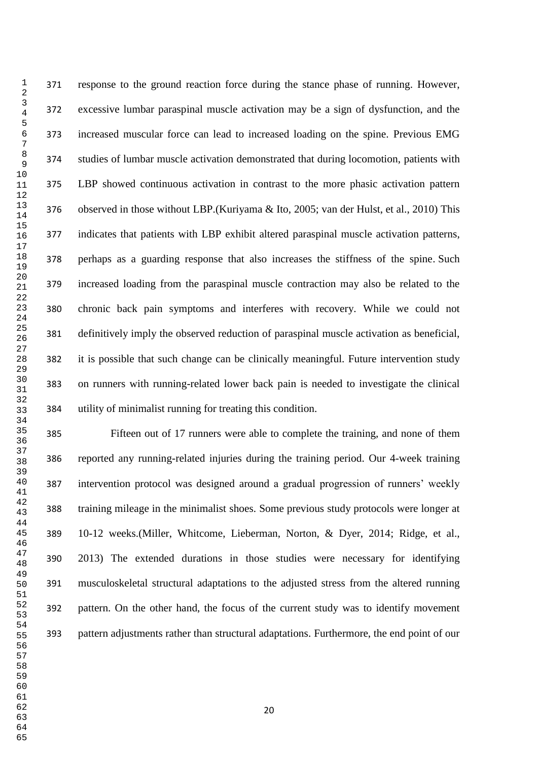response to the ground reaction force during the stance phase of running. However, excessive lumbar paraspinal muscle activation may be a sign of dysfunction, and the increased muscular force can lead to increased loading on the spine. Previous EMG studies of lumbar muscle activation demonstrated that during locomotion, patients with LBP showed continuous activation in contrast to the more phasic activation pattern observed in those without LBP.(Kuriyama & Ito, 2005; van der Hulst, et al., 2010) This indicates that patients with LBP exhibit altered paraspinal muscle activation patterns, perhaps as a guarding response that also increases the stiffness of the spine. Such increased loading from the paraspinal muscle contraction may also be related to the chronic back pain symptoms and interferes with recovery. While we could not definitively imply the observed reduction of paraspinal muscle activation as beneficial, it is possible that such change can be clinically meaningful. Future intervention study on runners with running-related lower back pain is needed to investigate the clinical utility of minimalist running for treating this condition.

Fifteen out of 17 runners were able to complete the training, and none of them reported any running-related injuries during the training period. Our 4-week training intervention protocol was designed around a gradual progression of runners' weekly training mileage in the minimalist shoes. Some previous study protocols were longer at 10-12 weeks.(Miller, Whitcome, Lieberman, Norton, & Dyer, 2014; Ridge, et al., 2013) The extended durations in those studies were necessary for identifying musculoskeletal structural adaptations to the adjusted stress from the altered running pattern. On the other hand, the focus of the current study was to identify movement pattern adjustments rather than structural adaptations. Furthermore, the end point of our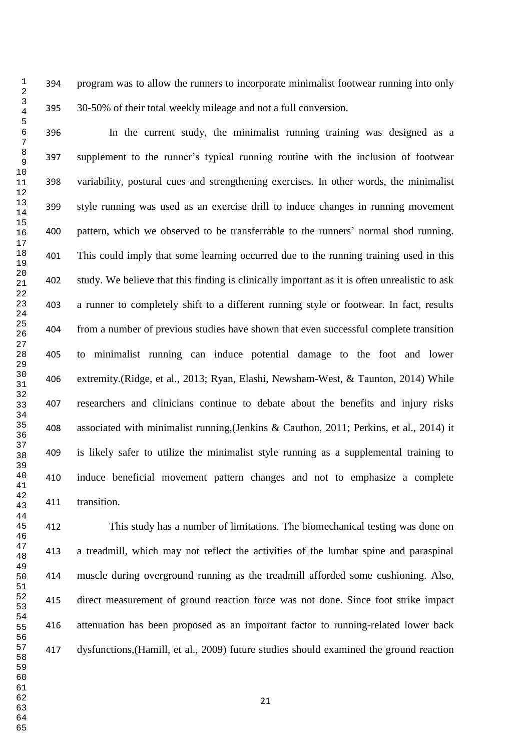program was to allow the runners to incorporate minimalist footwear running into only 30-50% of their total weekly mileage and not a full conversion.

In the current study, the minimalist running training was designed as a supplement to the runner's typical running routine with the inclusion of footwear variability, postural cues and strengthening exercises. In other words, the minimalist style running was used as an exercise drill to induce changes in running movement pattern, which we observed to be transferrable to the runners' normal shod running. This could imply that some learning occurred due to the running training used in this study. We believe that this finding is clinically important as it is often unrealistic to ask a runner to completely shift to a different running style or footwear. In fact, results from a number of previous studies have shown that even successful complete transition to minimalist running can induce potential damage to the foot and lower extremity.(Ridge, et al., 2013; Ryan, Elashi, Newsham-West, & Taunton, 2014) While researchers and clinicians continue to debate about the benefits and injury risks associated with minimalist running,(Jenkins & Cauthon, 2011; Perkins, et al., 2014) it is likely safer to utilize the minimalist style running as a supplemental training to induce beneficial movement pattern changes and not to emphasize a complete transition.

This study has a number of limitations. The biomechanical testing was done on a treadmill, which may not reflect the activities of the lumbar spine and paraspinal muscle during overground running as the treadmill afforded some cushioning. Also, direct measurement of ground reaction force was not done. Since foot strike impact attenuation has been proposed as an important factor to running-related lower back dysfunctions,(Hamill, et al., 2009) future studies should examined the ground reaction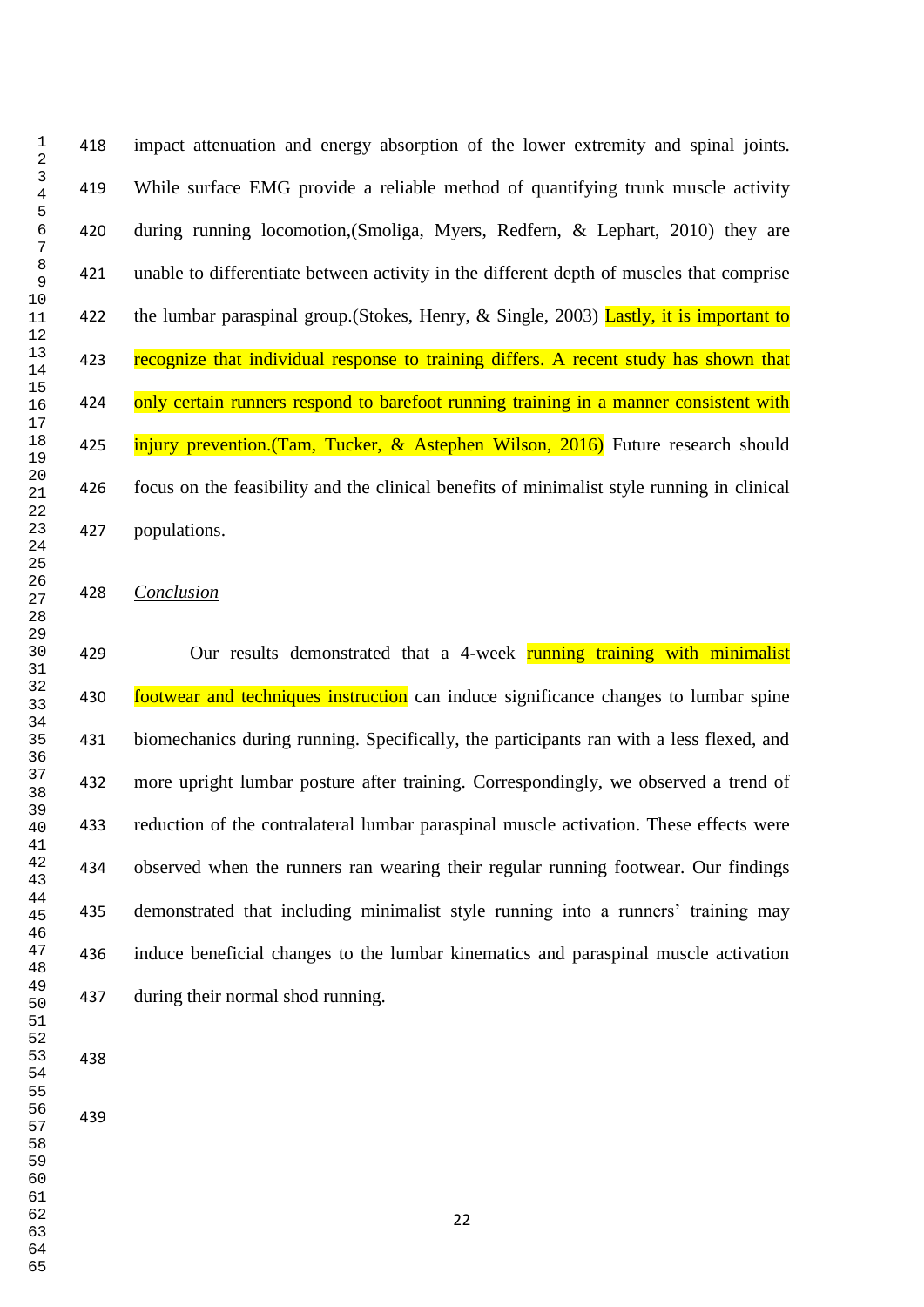impact attenuation and energy absorption of the lower extremity and spinal joints. While surface EMG provide a reliable method of quantifying trunk muscle activity during running locomotion,(Smoliga, Myers, Redfern, & Lephart, 2010) they are unable to differentiate between activity in the different depth of muscles that comprise the lumbar paraspinal group.(Stokes, Henry, & Single, 2003) Lastly, it is important to recognize that individual response to training differs. A recent study has shown that only certain runners respond to barefoot running training in a manner consistent with injury prevention.(Tam, Tucker, & Astephen Wilson, 2016) Future research should focus on the feasibility and the clinical benefits of minimalist style running in clinical populations.

## *Conclusion*

Our results demonstrated that a 4-week running training with minimalist footwear and techniques instruction can induce significance changes to lumbar spine biomechanics during running. Specifically, the participants ran with a less flexed, and more upright lumbar posture after training. Correspondingly, we observed a trend of reduction of the contralateral lumbar paraspinal muscle activation. These effects were observed when the runners ran wearing their regular running footwear. Our findings demonstrated that including minimalist style running into a runners' training may induce beneficial changes to the lumbar kinematics and paraspinal muscle activation during their normal shod running.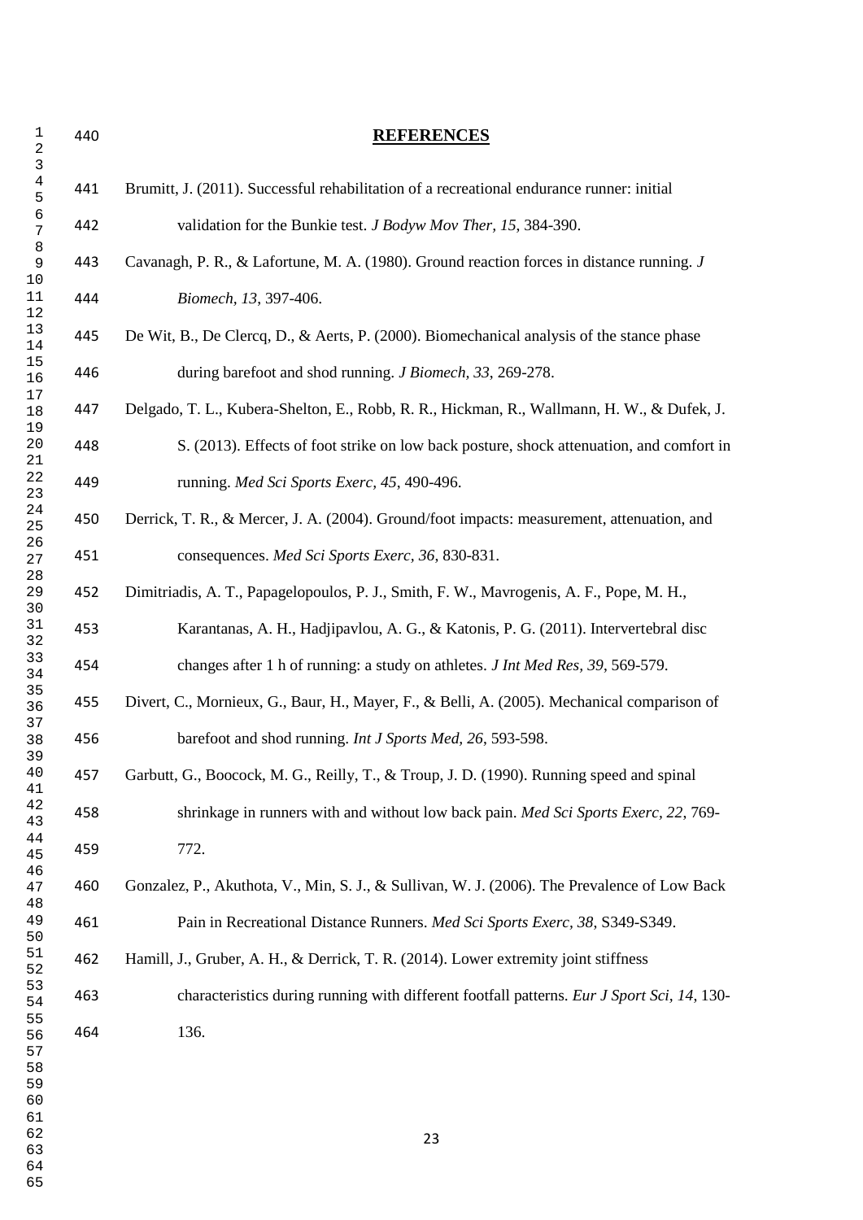# REFERENCES

Brumitt, J. (2011). Successful rehabilitation of a recreational endurance runner: initial validation for the Bunkie test. *J Bodyw Mov Ther, 15*, 384-390.

Cavanagh, P. R., & Lafortune, M. A. (1980). Ground reaction forces in distance running. *J Biomech, 13*, 397-406.

De Wit, B., De Clercq, D., & Aerts, P. (2000). Biomechanical analysis of the stance phase during barefoot and shod running. *J Biomech, 33*, 269-278.

Delgado, T. L., Kubera-Shelton, E., Robb, R. R., Hickman, R., Wallmann, H. W., & Dufek, J. S. (2013). Effects of foot strike on low back posture, shock attenuation, and comfort in running. *Med Sci Sports Exerc, 45*, 490-496.

Derrick, T. R., & Mercer, J. A. (2004). Ground/foot impacts: measurement, attenuation, and consequences. *Med Sci Sports Exerc, 36*, 830-831.

Dimitriadis, A. T., Papagelopoulos, P. J., Smith, F. W., Mavrogenis, A. F., Pope, M. H., Karantanas, A. H., Hadjipavlou, A. G., & Katonis, P. G. (2011). Intervertebral disc changes after 1 h of running: a study on athletes. *J Int Med Res, 39*, 569-579.

Divert, C., Mornieux, G., Baur, H., Mayer, F., & Belli, A. (2005). Mechanical comparison of barefoot and shod running. *Int J Sports Med, 26*, 593-598.

Garbutt, G., Boocock, M. G., Reilly, T., & Troup, J. D. (1990). Running speed and spinal shrinkage in runners with and without low back pain. *Med Sci Sports Exerc, 22*, 769-772.

Gonzalez, P., Akuthota, V., Min, S. J., & Sullivan, W. J. (2006). The Prevalence of Low Back Pain in Recreational Distance Runners. *Med Sci Sports Exerc, 38*, S349-S349.

Hamill, J., Gruber, A. H., & Derrick, T. R. (2014). Lower extremity joint stiffness characteristics during running with different footfall patterns. *Eur J Sport Sci, 14*, 130-136.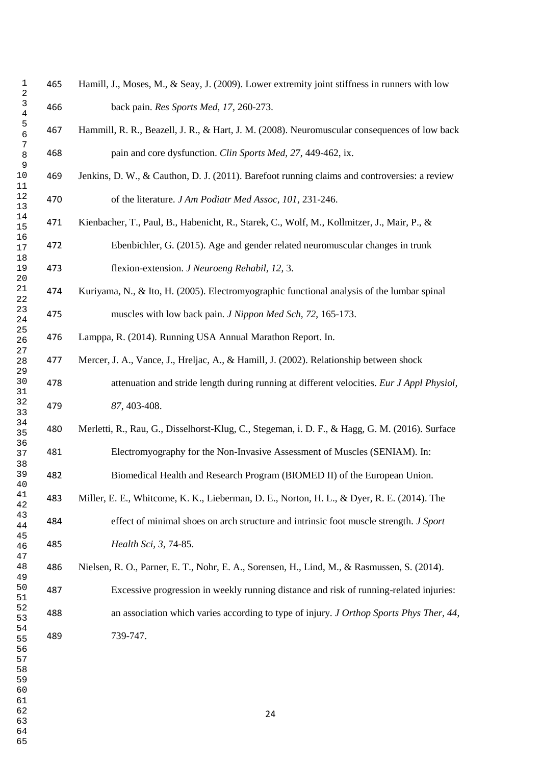Hamill, J., Moses, M., & Seay, J. (2009). Lower extremity joint stiffness in runners with low back pain. *Res Sports Med, 17*, 260-273.

Hammill, R. R., Beazell, J. R., & Hart, J. M. (2008). Neuromuscular consequences of low back pain and core dysfunction. *Clin Sports Med, 27*, 449-462, ix.

Jenkins, D. W., & Cauthon, D. J. (2011). Barefoot running claims and controversies: a review of the literature. *J Am Podiatr Med Assoc, 101*, 231-246.

Kienbacher, T., Paul, B., Habenicht, R., Starek, C., Wolf, M., Kollmitzer, J., Mair, P., & Ebenbichler, G. (2015). Age and gender related neuromuscular changes in trunk flexion-extension. *J Neuroeng Rehabil, 12*, 3.

Kuriyama, N., & Ito, H. (2005). Electromyographic functional analysis of the lumbar spinal muscles with low back pain. *J Nippon Med Sch, 72*, 165-173.

Lamppa, R. (2014). Running USA Annual Marathon Report. In.

Mercer, J. A., Vance, J., Hreljac, A., & Hamill, J. (2002). Relationship between shock attenuation and stride length during running at different velocities. *Eur J Appl Physiol, 87*, 403-408.

Merletti, R., Rau, G., Disselhorst-Klug, C., Stegeman, i. D. F., & Hagg, G. M. (2016). Surface Electromyography for the Non-Invasive Assessment of Muscles (SENIAM). In: Biomedical Health and Research Program (BIOMED II) of the European Union.

Miller, E. E., Whitcome, K. K., Lieberman, D. E., Norton, H. L., & Dyer, R. E. (2014). The effect of minimal shoes on arch structure and intrinsic foot muscle strength. *J Sport Health Sci, 3*, 74-85.

Nielsen, R. O., Parner, E. T., Nohr, E. A., Sorensen, H., Lind, M., & Rasmussen, S. (2014). Excessive progression in weekly running distance and risk of running-related injuries: an association which varies according to type of injury. *J Orthop Sports Phys Ther, 44*, 739-747.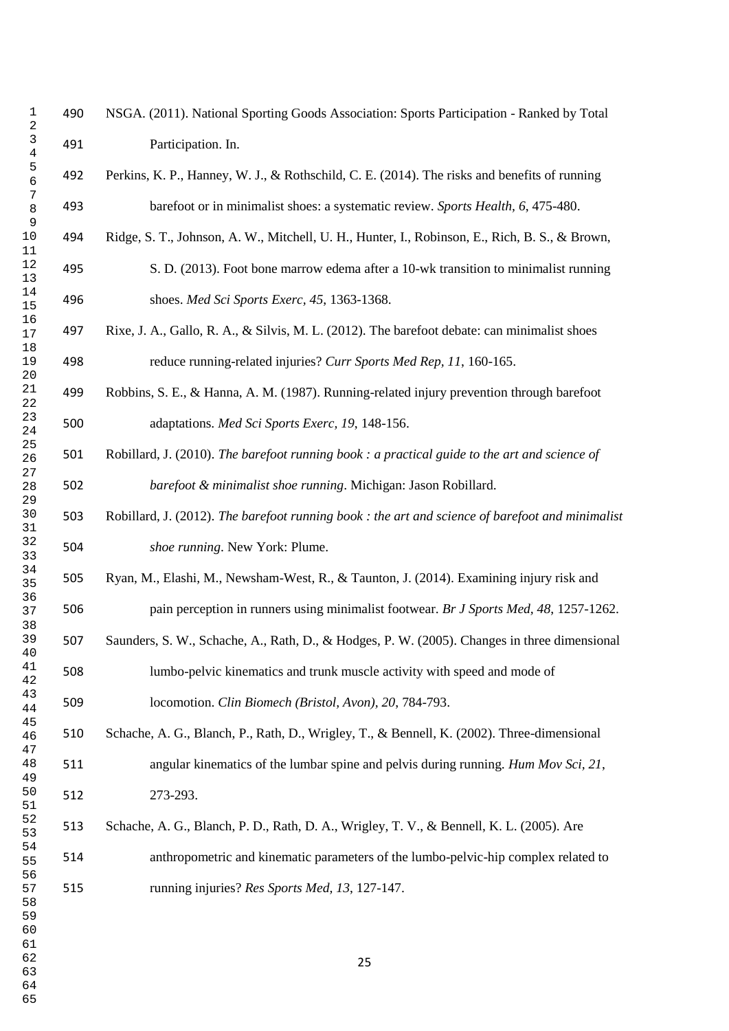NSGA. (2011). National Sporting Goods Association: Sports Participation - Ranked by Total Participation. In.

Perkins, K. P., Hanney, W. J., & Rothschild, C. E. (2014). The risks and benefits of running barefoot or in minimalist shoes: a systematic review. *Sports Health, 6*, 475-480.

Ridge, S. T., Johnson, A. W., Mitchell, U. H., Hunter, I., Robinson, E., Rich, B. S., & Brown, S. D. (2013). Foot bone marrow edema after a 10-wk transition to minimalist running shoes. *Med Sci Sports Exerc, 45*, 1363-1368.

Rixe, J. A., Gallo, R. A., & Silvis, M. L. (2012). The barefoot debate: can minimalist shoes reduce running-related injuries? *Curr Sports Med Rep, 11*, 160-165.

Robbins, S. E., & Hanna, A. M. (1987). Running-related injury prevention through barefoot adaptations. *Med Sci Sports Exerc, 19*, 148-156.

Robillard, J. (2010). *The barefoot running book : a practical guide to the art and science of barefoot & minimalist shoe running*. Michigan: Jason Robillard.

Robillard, J. (2012). *The barefoot running book : the art and science of barefoot and minimalist shoe running*. New York: Plume.

Ryan, M., Elashi, M., Newsham-West, R., & Taunton, J. (2014). Examining injury risk and pain perception in runners using minimalist footwear. *Br J Sports Med, 48*, 1257-1262.

Saunders, S. W., Schache, A., Rath, D., & Hodges, P. W. (2005). Changes in three dimensional lumbo-pelvic kinematics and trunk muscle activity with speed and mode of locomotion. *Clin Biomech (Bristol, Avon), 20*, 784-793.

Schache, A. G., Blanch, P., Rath, D., Wrigley, T., & Bennell, K. (2002). Three-dimensional angular kinematics of the lumbar spine and pelvis during running. *Hum Mov Sci, 21*, 273-293.

Schache, A. G., Blanch, P. D., Rath, D. A., Wrigley, T. V., & Bennell, K. L. (2005). Are anthropometric and kinematic parameters of the lumbo-pelvic-hip complex related to running injuries? *Res Sports Med, 13*, 127-147.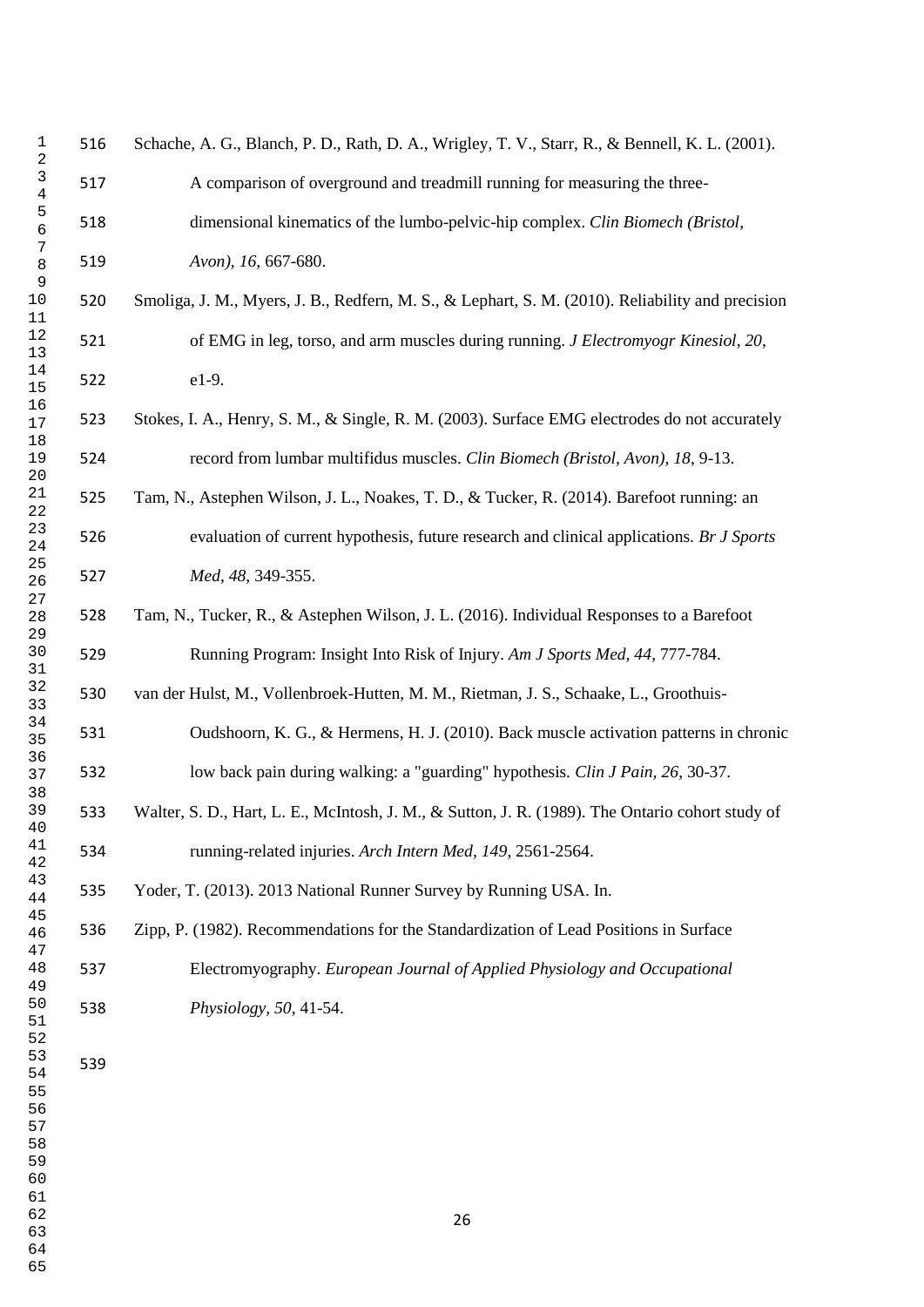Schache, A. G., Blanch, P. D., Rath, D. A., Wrigley, T. V., Starr, R., & Bennell, K. L. (2001). A comparison of overground and treadmill running for measuring the three-dimensional kinematics of the lumbo-pelvic-hip complex. *Clin Biomech (Bristol, Avon)*, *16*, 667-680.

Smoliga, J. M., Myers, J. B., Redfern, M. S., & Lephart, S. M. (2010). Reliability and precision of EMG in leg, torso, and arm muscles during running. *J Electromyogr Kinesiol*, *20*, e1-9.

Stokes, I. A., Henry, S. M., & Single, R. M. (2003). Surface EMG electrodes do not accurately record from lumbar multifidus muscles. *Clin Biomech (Bristol, Avon)*, *18*, 9-13.

Tam, N., Astephen Wilson, J. L., Noakes, T. D., & Tucker, R. (2014). Barefoot running: an evaluation of current hypothesis, future research and clinical applications. *Br J Sports Med*, *48*, 349-355.

Tam, N., Tucker, R., & Astephen Wilson, J. L. (2016). Individual Responses to a Barefoot Running Program: Insight Into Risk of Injury. *Am J Sports Med*, *44*, 777-784.

van der Hulst, M., Vollenbroek-Hutten, M. M., Rietman, J. S., Schaake, L., Groothuis-Oudshoorn, K. G., & Hermens, H. J. (2010). Back muscle activation patterns in chronic low back pain during walking: a "guarding" hypothesis. *Clin J Pain*, *26*, 30-37.

Walter, S. D., Hart, L. E., McIntosh, J. M., & Sutton, J. R. (1989). The Ontario cohort study of running-related injuries. *Arch Intern Med*, *149*, 2561-2564.

Yoder, T. (2013). 2013 National Runner Survey by Running USA. In.

Zipp, P. (1982). Recommendations for the Standardization of Lead Positions in Surface Electromyography. *European Journal of Applied Physiology and Occupational Physiology*, *50*, 41-54.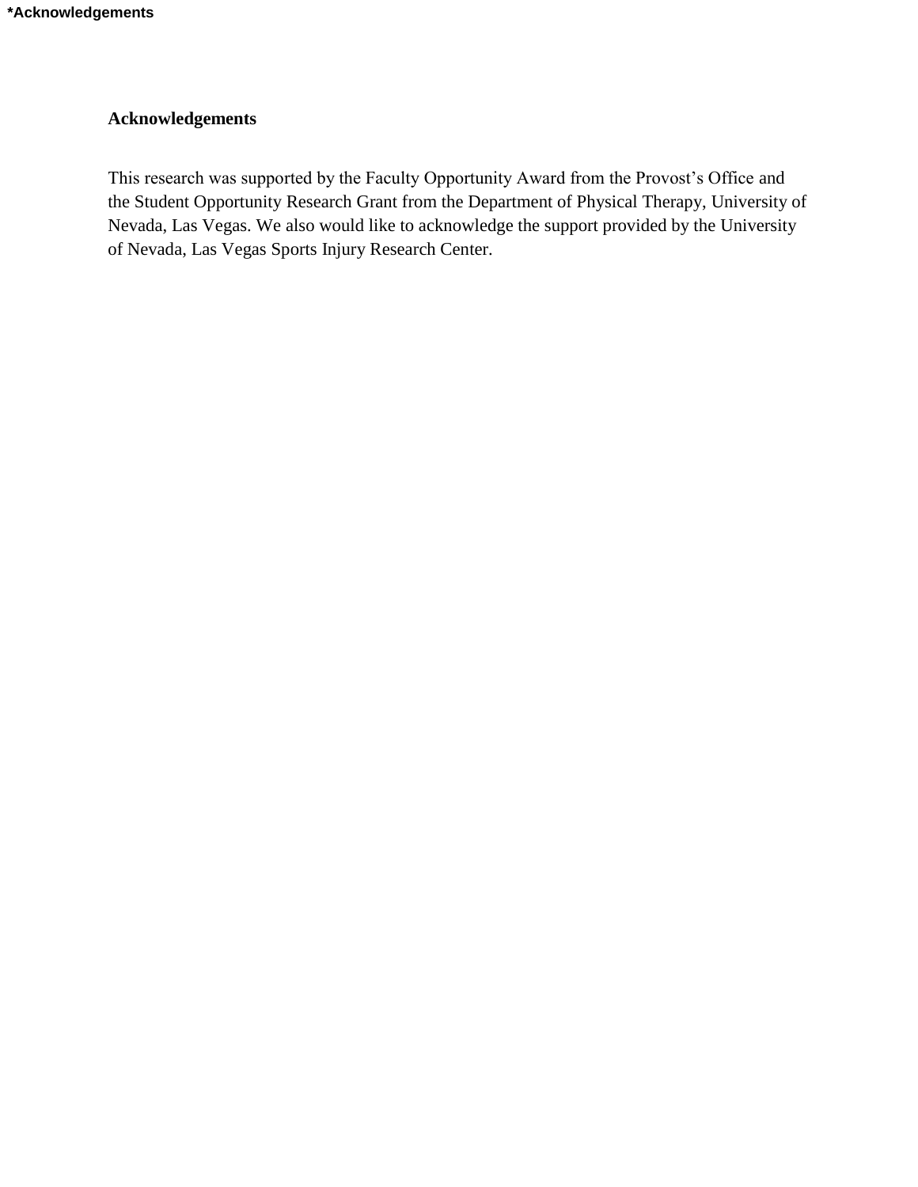## Acknowledgements

This research was supported by the Faculty Opportunity Award from the Provost's Office and the Student Opportunity Research Grant from the Department of Physical Therapy, University of Nevada, Las Vegas. We also would like to acknowledge the support provided by the University of Nevada, Las Vegas Sports Injury Research Center.